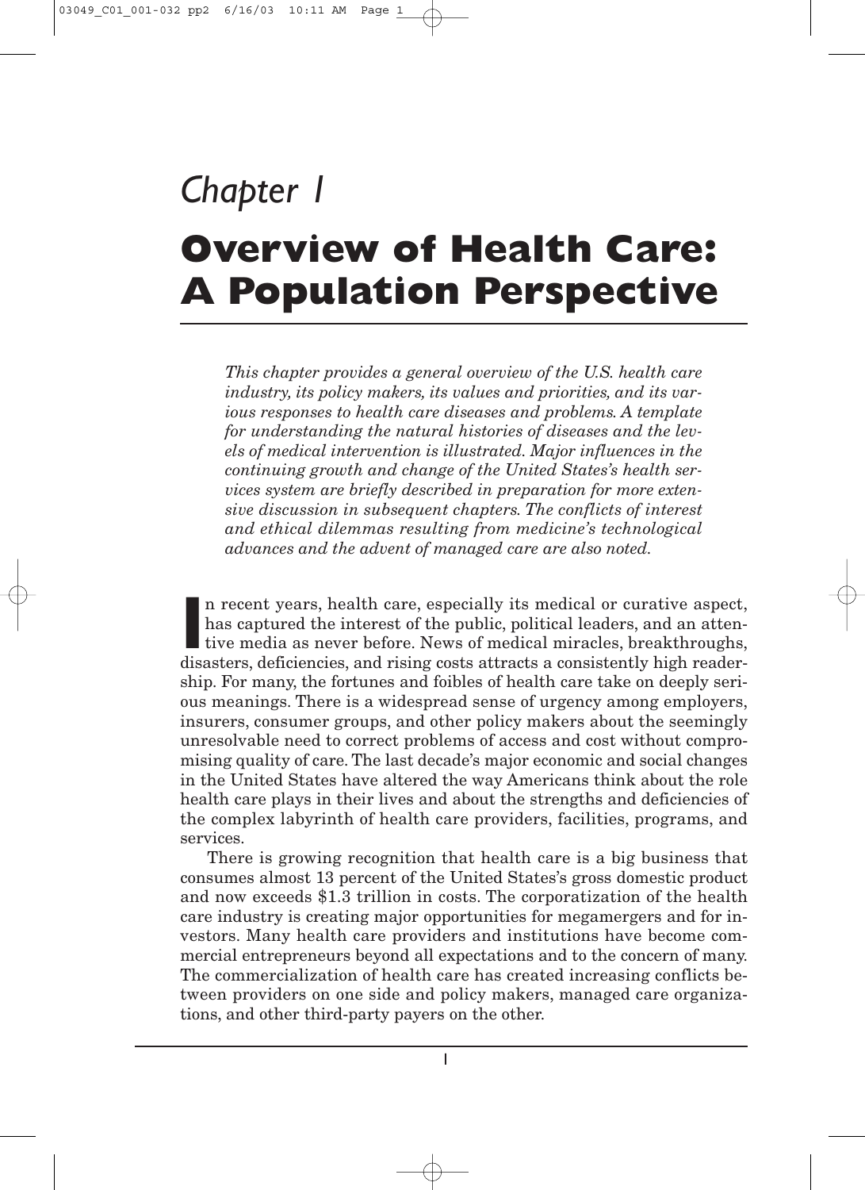*Chapter 1*

# Overview of Health Care: A Population Perspective

*This chapter provides a general overview of the U.S. health care industry, its policy makers, its values and priorities, and its various responses to health care diseases and problems. A template for understanding the natural histories of diseases and the levels of medical intervention is illustrated. Major influences in the continuing growth and change of the United States's health services system are briefly described in preparation for more extensive discussion in subsequent chapters. The conflicts of interest and ethical dilemmas resulting from medicine's technological advances and the advent of managed care are also noted.*

In recent years, health care, especially its medical or curative aspect, has captured the interest of the public, political leaders, and an attentive media as never before. News of medical miracles, breakthroughs, disasters, deficiencies, and rising costs attracts a consistently high readership. For many, the fortunes and foibles of health care take on deeply serious meanings. There is a widespread sense of urgency among employers, insurers, consumer groups, and other policy makers about the seemingly unresolvable need to correct problems of access and cost without compromising quality of care. The last decade's major economic and social changes in the United States have altered the way Americans think about the role health care plays in their lives and about the strengths and deficiencies of the complex labyrinth of health care providers, facilities, programs, and services.

There is growing recognition that health care is a big business that consumes almost 13 percent of the United States's gross domestic product and now exceeds $1.3 trillion in costs. The corporatization of the health care industry is creating major opportunities for megamergers and for investors. Many health care providers and institutions have become commercial entrepreneurs beyond all expectations and to the concern of many. The commercialization of health care has created increasing conflicts between providers on one side and policy makers, managed care organizations, and other third-party payers on the other.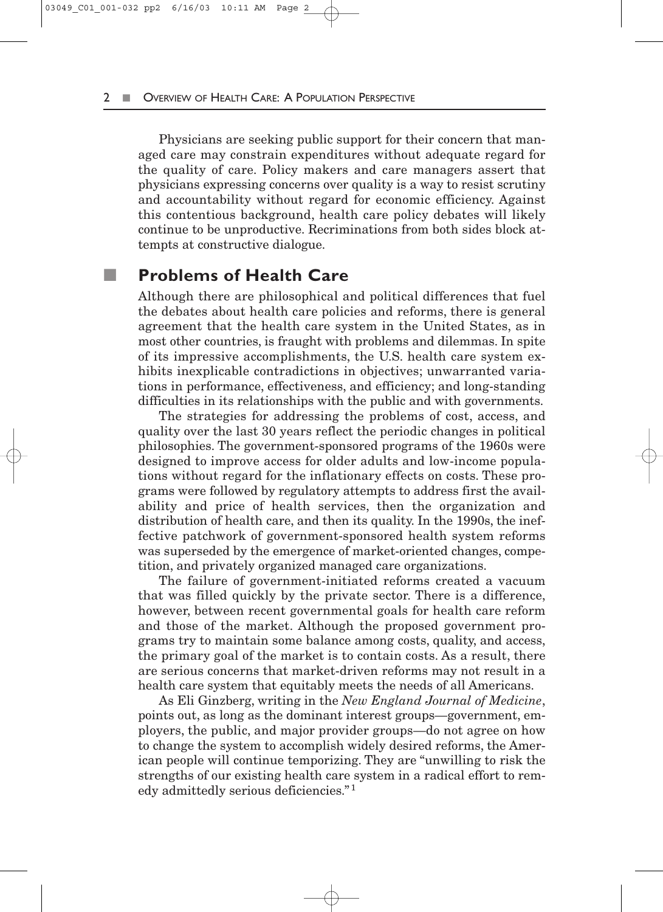Physicians are seeking public support for their concern that managed care may constrain expenditures without adequate regard for the quality of care. Policy makers and care managers assert that physicians expressing concerns over quality is a way to resist scrutiny and accountability without regard for economic efficiency. Against this contentious background, health care policy debates will likely continue to be unproductive. Recriminations from both sides block attempts at constructive dialogue.

## Problems of Health Care

Although there are philosophical and political differences that fuel the debates about health care policies and reforms, there is general agreement that the health care system in the United States, as in most other countries, is fraught with problems and dilemmas. In spite of its impressive accomplishments, the U.S. health care system exhibits inexplicable contradictions in objectives; unwarranted variations in performance, effectiveness, and efficiency; and long-standing difficulties in its relationships with the public and with governments.

The strategies for addressing the problems of cost, access, and quality over the last 30 years reflect the periodic changes in political philosophies. The government-sponsored programs of the 1960s were designed to improve access for older adults and low-income populations without regard for the inflationary effects on costs. These programs were followed by regulatory attempts to address first the availability and price of health services, then the organization and distribution of health care, and then its quality. In the 1990s, the ineffective patchwork of government-sponsored health system reforms was superseded by the emergence of market-oriented changes, competition, and privately organized managed care organizations.

The failure of government-initiated reforms created a vacuum that was filled quickly by the private sector. There is a difference, however, between recent governmental goals for health care reform and those of the market. Although the proposed government programs try to maintain some balance among costs, quality, and access, the primary goal of the market is to contain costs. As a result, there are serious concerns that market-driven reforms may not result in a health care system that equitably meets the needs of all Americans.

As Eli Ginzberg, writing in the *New England Journal of Medicine*, points out, as long as the dominant interest groups—government, employers, the public, and major provider groups—do not agree on how to change the system to accomplish widely desired reforms, the American people will continue temporizing. They are "unwilling to risk the strengths of our existing health care system in a radical effort to remedy admittedly serious deficiencies."[1]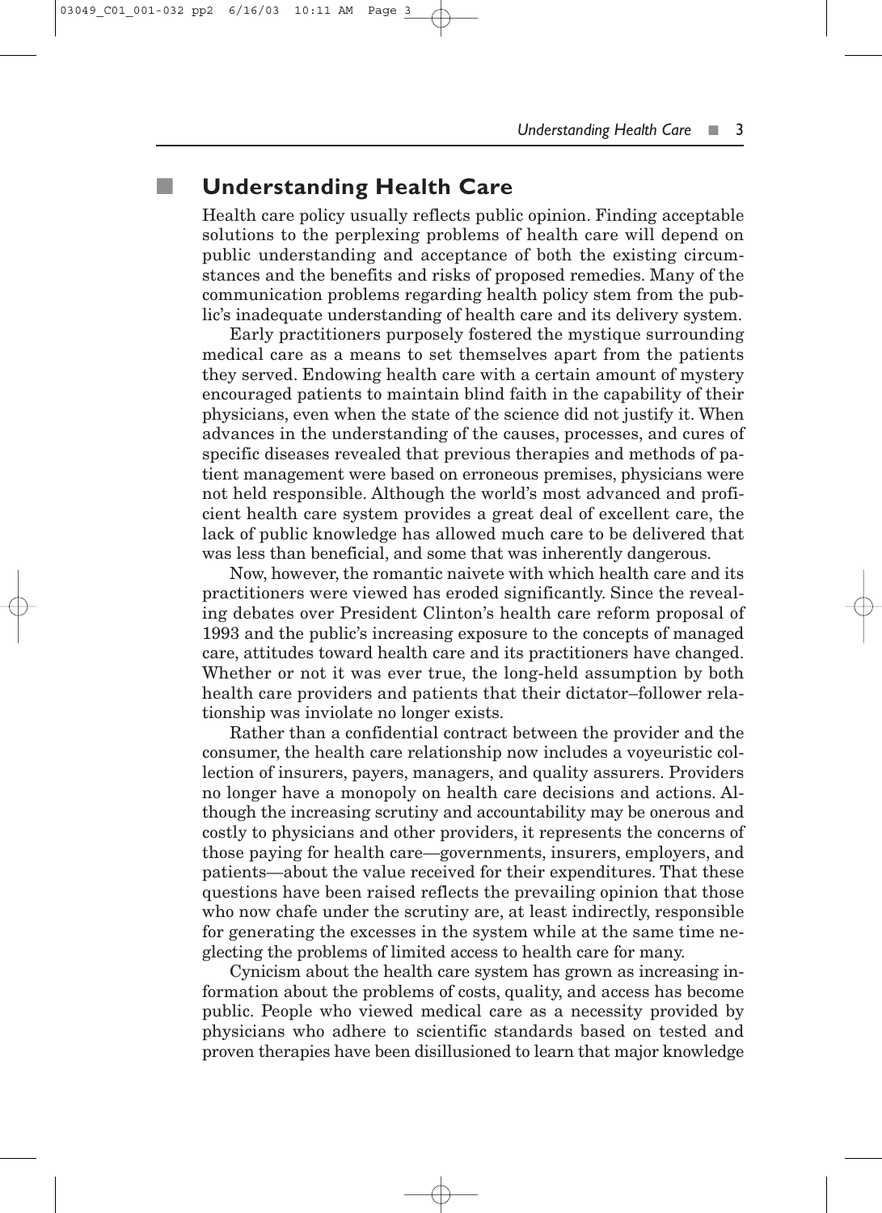## Understanding Health Care

Health care policy usually reflects public opinion. Finding acceptable solutions to the perplexing problems of health care will depend on public understanding and acceptance of both the existing circumstances and the benefits and risks of proposed remedies. Many of the communication problems regarding health policy stem from the public's inadequate understanding of health care and its delivery system.

Early practitioners purposely fostered the mystique surrounding medical care as a means to set themselves apart from the patients they served. Endowing health care with a certain amount of mystery encouraged patients to maintain blind faith in the capability of their physicians, even when the state of the science did not justify it. When advances in the understanding of the causes, processes, and cures of specific diseases revealed that previous therapies and methods of patient management were based on erroneous premises, physicians were not held responsible. Although the world's most advanced and proficient health care system provides a great deal of excellent care, the lack of public knowledge has allowed much care to be delivered that was less than beneficial, and some that was inherently dangerous.

Now, however, the romantic naivete with which health care and its practitioners were viewed has eroded significantly. Since the revealing debates over President Clinton's health care reform proposal of 1993 and the public's increasing exposure to the concepts of managed care, attitudes toward health care and its practitioners have changed. Whether or not it was ever true, the long-held assumption by both health care providers and patients that their dictator–follower relationship was inviolate no longer exists.

Rather than a confidential contract between the provider and the consumer, the health care relationship now includes a voyeuristic collection of insurers, payers, managers, and quality assurers. Providers no longer have a monopoly on health care decisions and actions. Although the increasing scrutiny and accountability may be onerous and costly to physicians and other providers, it represents the concerns of those paying for health care—governments, insurers, employers, and patients—about the value received for their expenditures. That these questions have been raised reflects the prevailing opinion that those who now chafe under the scrutiny are, at least indirectly, responsible for generating the excesses in the system while at the same time neglecting the problems of limited access to health care for many.

Cynicism about the health care system has grown as increasing information about the problems of costs, quality, and access has become public. People who viewed medical care as a necessity provided by physicians who adhere to scientific standards based on tested and proven therapies have been disillusioned to learn that major knowledge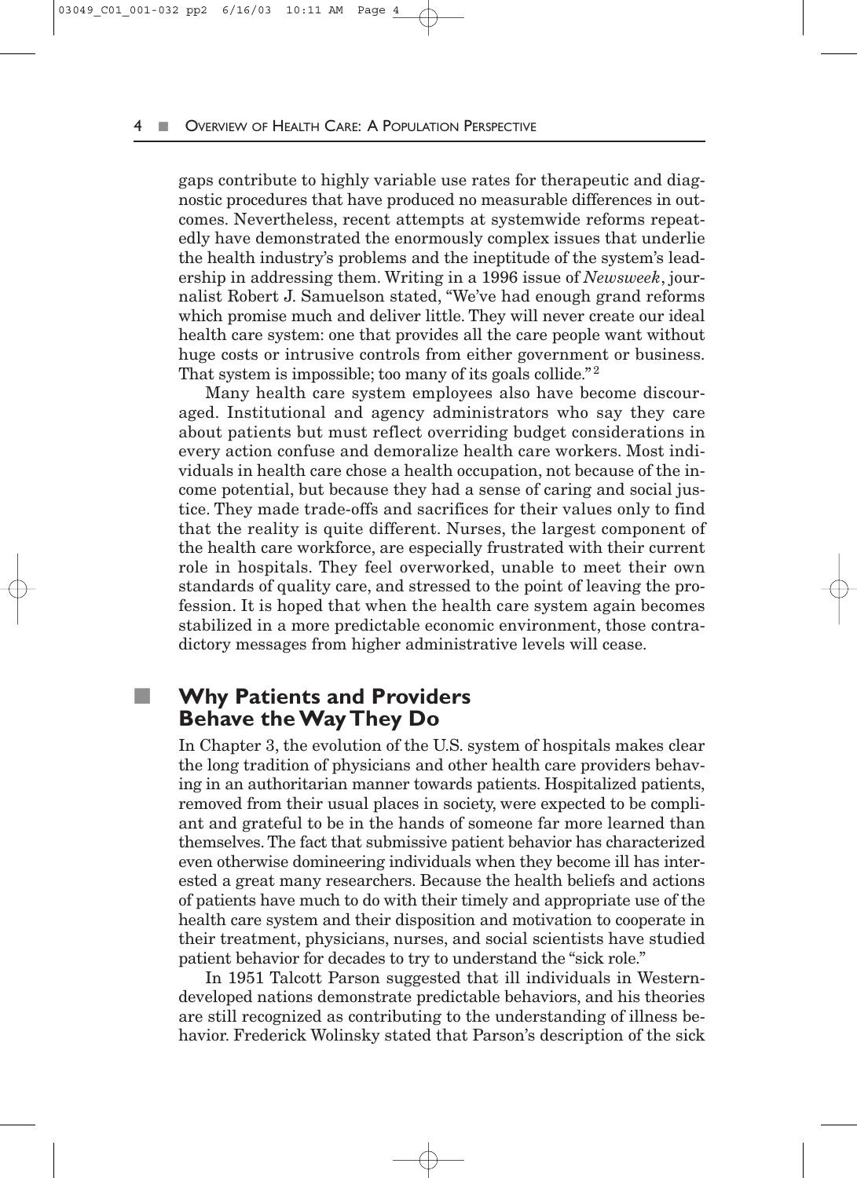gaps contribute to highly variable use rates for therapeutic and diagnostic procedures that have produced no measurable differences in outcomes. Nevertheless, recent attempts at systemwide reforms repeatedly have demonstrated the enormously complex issues that underlie the health industry's problems and the ineptitude of the system's leadership in addressing them. Writing in a 1996 issue of *Newsweek*, journalist Robert J. Samuelson stated, "We've had enough grand reforms which promise much and deliver little. They will never create our ideal health care system: one that provides all the care people want without huge costs or intrusive controls from either government or business. That system is impossible; too many of its goals collide."[2]

Many health care system employees also have become discouraged. Institutional and agency administrators who say they care about patients but must reflect overriding budget considerations in every action confuse and demoralize health care workers. Most individuals in health care chose a health occupation, not because of the income potential, but because they had a sense of caring and social justice. They made trade-offs and sacrifices for their values only to find that the reality is quite different. Nurses, the largest component of the health care workforce, are especially frustrated with their current role in hospitals. They feel overworked, unable to meet their own standards of quality care, and stressed to the point of leaving the profession. It is hoped that when the health care system again becomes stabilized in a more predictable economic environment, those contradictory messages from higher administrative levels will cease.

## Why Patients and Providers Behave the Way They Do

In Chapter 3, the evolution of the U.S. system of hospitals makes clear the long tradition of physicians and other health care providers behaving in an authoritarian manner towards patients. Hospitalized patients, removed from their usual places in society, were expected to be compliant and grateful to be in the hands of someone far more learned than themselves. The fact that submissive patient behavior has characterized even otherwise domineering individuals when they become ill has interested a great many researchers. Because the health beliefs and actions of patients have much to do with their timely and appropriate use of the health care system and their disposition and motivation to cooperate in their treatment, physicians, nurses, and social scientists have studied patient behavior for decades to try to understand the "sick role."

In 1951 Talcott Parson suggested that ill individuals in Western-developed nations demonstrate predictable behaviors, and his theories are still recognized as contributing to the understanding of illness behavior. Frederick Wolinsky stated that Parson's description of the sick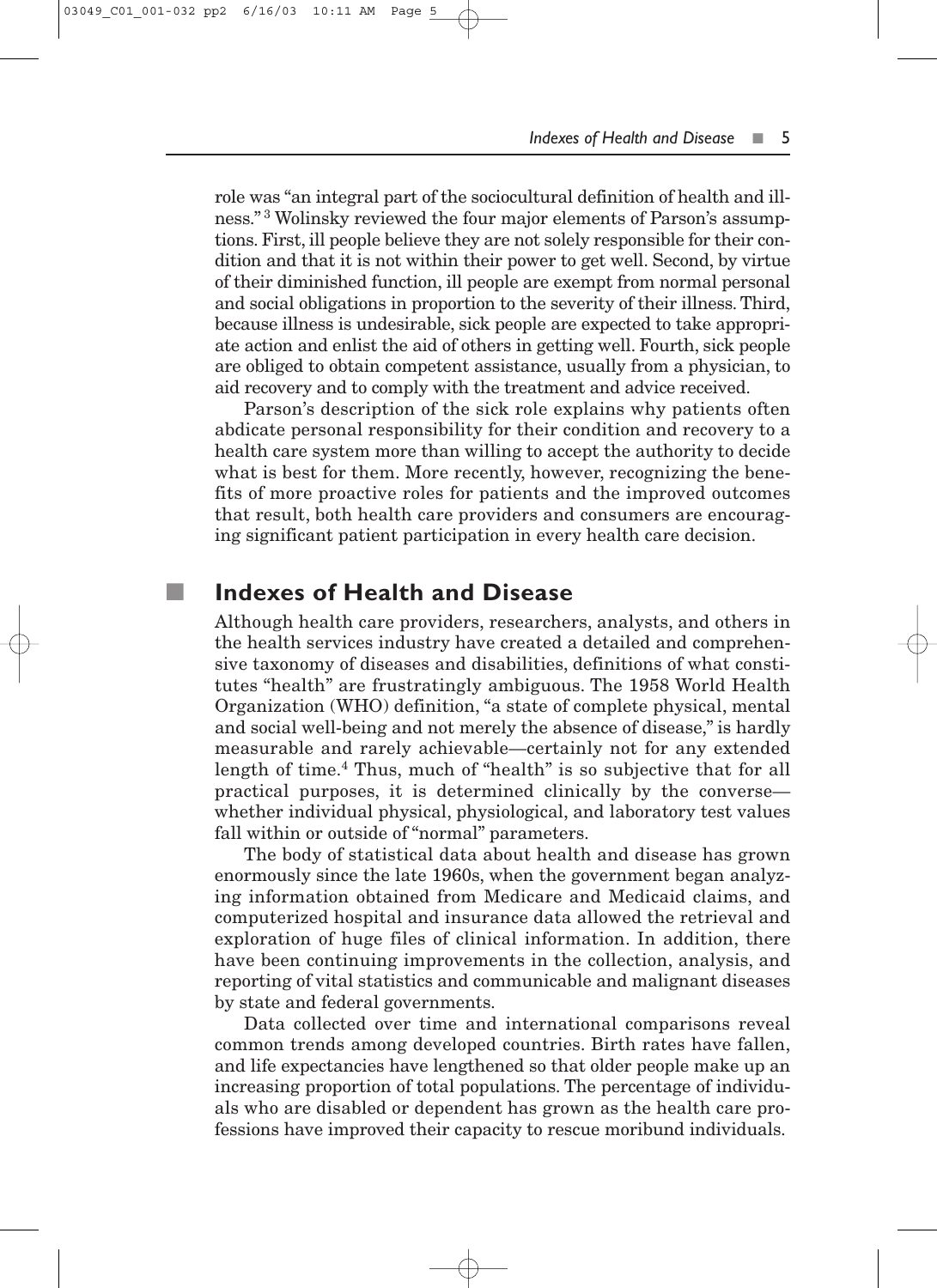role was "an integral part of the sociocultural definition of health and illness."[3] Wolinsky reviewed the four major elements of Parson's assumptions. First, ill people believe they are not solely responsible for their condition and that it is not within their power to get well. Second, by virtue of their diminished function, ill people are exempt from normal personal and social obligations in proportion to the severity of their illness. Third, because illness is undesirable, sick people are expected to take appropriate action and enlist the aid of others in getting well. Fourth, sick people are obliged to obtain competent assistance, usually from a physician, to aid recovery and to comply with the treatment and advice received.

Parson's description of the sick role explains why patients often abdicate personal responsibility for their condition and recovery to a health care system more than willing to accept the authority to decide what is best for them. More recently, however, recognizing the benefits of more proactive roles for patients and the improved outcomes that result, both health care providers and consumers are encouraging significant patient participation in every health care decision.

## Indexes of Health and Disease

Although health care providers, researchers, analysts, and others in the health services industry have created a detailed and comprehensive taxonomy of diseases and disabilities, definitions of what constitutes "health" are frustratingly ambiguous. The 1958 World Health Organization (WHO) definition, "a state of complete physical, mental and social well-being and not merely the absence of disease," is hardly measurable and rarely achievable—certainly not for any extended length of time.[4] Thus, much of "health" is so subjective that for all practical purposes, it is determined clinically by the converse—whether individual physical, physiological, and laboratory test values fall within or outside of "normal" parameters.

The body of statistical data about health and disease has grown enormously since the late 1960s, when the government began analyzing information obtained from Medicare and Medicaid claims, and computerized hospital and insurance data allowed the retrieval and exploration of huge files of clinical information. In addition, there have been continuing improvements in the collection, analysis, and reporting of vital statistics and communicable and malignant diseases by state and federal governments.

Data collected over time and international comparisons reveal common trends among developed countries. Birth rates have fallen, and life expectancies have lengthened so that older people make up an increasing proportion of total populations. The percentage of individuals who are disabled or dependent has grown as the health care professions have improved their capacity to rescue moribund individuals.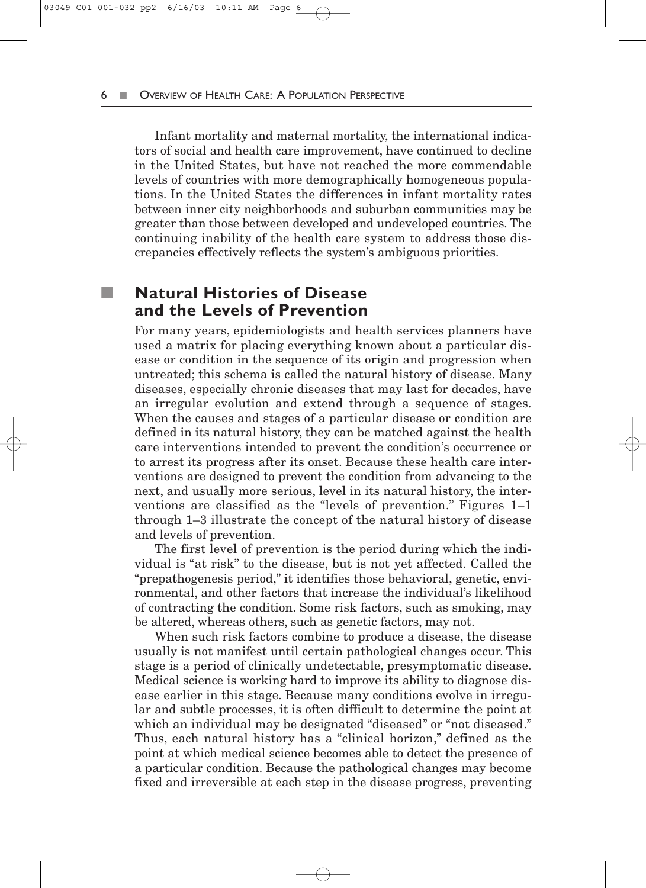Infant mortality and maternal mortality, the international indicators of social and health care improvement, have continued to decline in the United States, but have not reached the more commendable levels of countries with more demographically homogeneous populations. In the United States the differences in infant mortality rates between inner city neighborhoods and suburban communities may be greater than those between developed and undeveloped countries. The continuing inability of the health care system to address those discrepancies effectively reflects the system's ambiguous priorities.

## Natural Histories of Disease and the Levels of Prevention

For many years, epidemiologists and health services planners have used a matrix for placing everything known about a particular disease or condition in the sequence of its origin and progression when untreated; this schema is called the natural history of disease. Many diseases, especially chronic diseases that may last for decades, have an irregular evolution and extend through a sequence of stages. When the causes and stages of a particular disease or condition are defined in its natural history, they can be matched against the health care interventions intended to prevent the condition's occurrence or to arrest its progress after its onset. Because these health care interventions are designed to prevent the condition from advancing to the next, and usually more serious, level in its natural history, the interventions are classified as the "levels of prevention." Figures 1–1 through 1–3 illustrate the concept of the natural history of disease and levels of prevention.

The first level of prevention is the period during which the individual is "at risk" to the disease, but is not yet affected. Called the "prepathogenesis period," it identifies those behavioral, genetic, environmental, and other factors that increase the individual's likelihood of contracting the condition. Some risk factors, such as smoking, may be altered, whereas others, such as genetic factors, may not.

When such risk factors combine to produce a disease, the disease usually is not manifest until certain pathological changes occur. This stage is a period of clinically undetectable, presymptomatic disease. Medical science is working hard to improve its ability to diagnose disease earlier in this stage. Because many conditions evolve in irregular and subtle processes, it is often difficult to determine the point at which an individual may be designated "diseased" or "not diseased." Thus, each natural history has a "clinical horizon," defined as the point at which medical science becomes able to detect the presence of a particular condition. Because the pathological changes may become fixed and irreversible at each step in the disease progress, preventing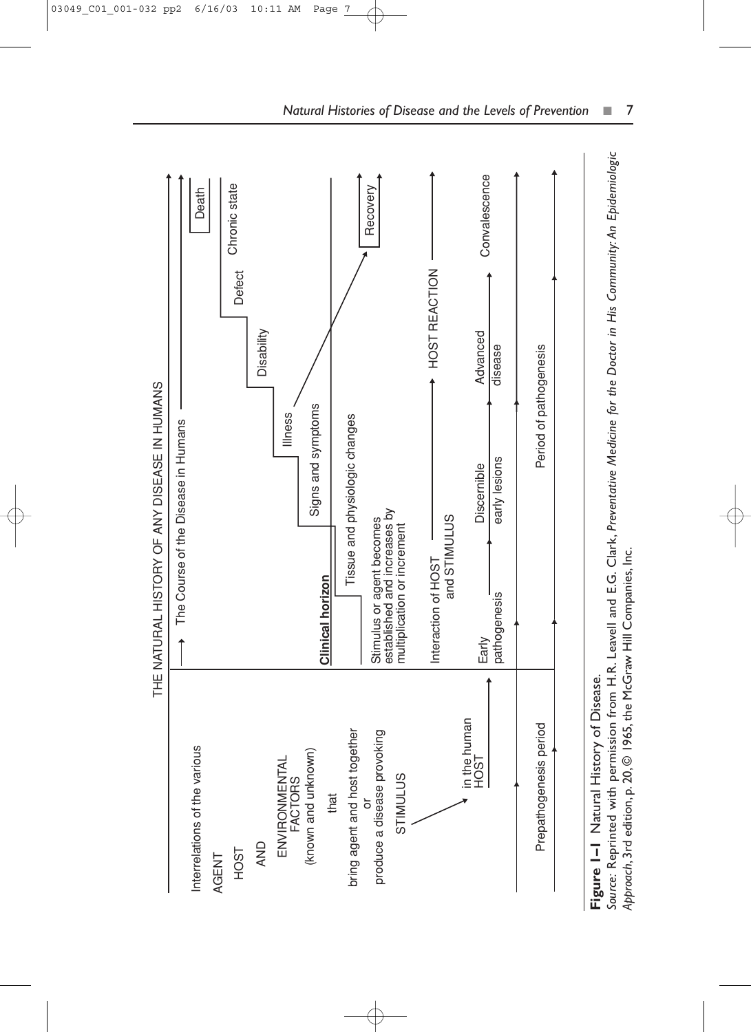THE NATURAL HISTORY OF ANY DISEASE IN HUMANS

Interrelations of the various AGENT HOST AND ENVIRONMENTAL FACTORS (known and unknown) that bring agent and host together or produce a disease provoking STIMULUS in the human HOST

The Course of the Disease in Humans

Clinical horizon

Stimulus or agent becomes established and increases by multiplication or increment

Tissue and physiologic changes

Signs and symptoms

Illness

Disability

Defect

Chronic state

Death

Recovery

Interaction of HOST and STIMULUS — HOST REACTION

Early pathogenesis → Discernible early lesions → Advanced disease → Convalescence

Prepathogenesis period | Period of pathogenesis

**Figure 1–1** Natural History of Disease.

*Source:* Reprinted with permission from H.R. Leavell and E.G. Clark, *Preventative Medicine for the Doctor in His Community: An Epidemiologic Approach*, 3rd edition, p. 20, © 1965, the McGraw Hill Companies, Inc.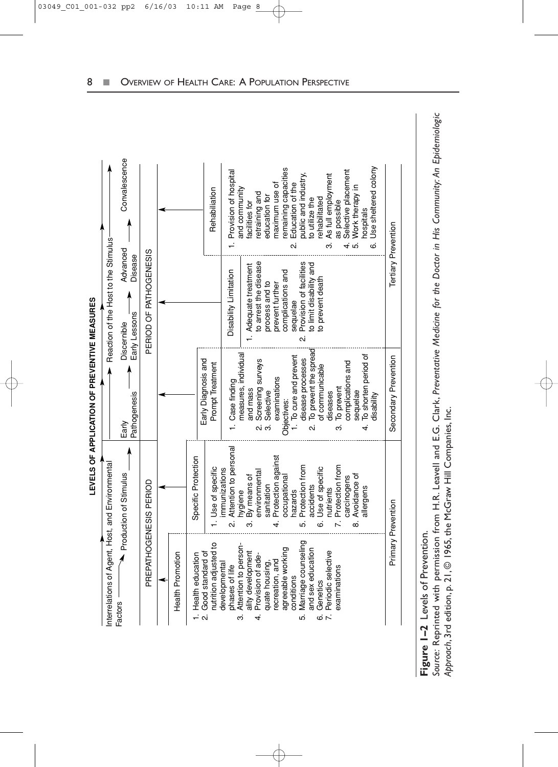**LEVELS OF APPLICATION OF PREVENTIVE MEASURES**

| Interrelations of Agent, Host, and Environmental Factors → Production of Stimulus → | | Reaction of the Host to the Stimulus: Early Pathogenesis → Discernible Early Lessons → Advanced Disease → Convalescence | | |
|---|---|---|---|---|
| PREPATHOGENESIS PERIOD | | PERIOD OF PATHOGENESIS | | |
| Health Promotion | Specific Protection | Early Diagnosis and Prompt Treatment | Disability Limitation | Rehabilitation |
| 1. Health education<br>2. Good standard of nutrition adjusted to developmental phases of life<br>3. Attention to personality development<br>4. Provision of adequate housing, recreation, and agreeable working conditions<br>5. Marriage counseling and sex education<br>6. Genetics<br>7. Periodic selective examinations | 1. Use of specific immunizations<br>2. Attention to personal hygiene<br>3. By means of environmental sanitation<br>4. Protection against occupational hazards<br>5. Protection from accidents<br>6. Use of specific nutrients<br>7. Protection from carcinogens<br>8. Avoidance of allergens | 1. Case finding measures, individual and mass<br>2. Screening surveys<br>3. Selective examinations<br>Objectives:<br>1. To cure and prevent disease processes<br>2. To prevent the spread of communicable diseases<br>3. To prevent complications and sequelae<br>4. To shorten period of disability | 1. Adequate treatment to arrest the disease process and to prevent further complications and sequelae<br>2. Provision of facilities to limit disability and to prevent death | 1. Provision of hospital and community facilities for retraining and education for maximum use of remaining capacities<br>2. Education of the public and industry, to utilize the rehabilitated<br>3. As full employment as possible<br>4. Selective placement<br>5. Work therapy in hospitals<br>6. Use sheltered colony |
| Primary Prevention | | Secondary Prevention | Tertiary Prevention | |

**Figure 1–2** Levels of Prevention.

*Source*: Reprinted with permission from H.R. Leavell and E.G. Clark, *Preventative Medicine for the Doctor in His Community: An Epidemiologic Approach*, 3rd edition, p. 21, © 1965, the McGraw Hill Companies, Inc.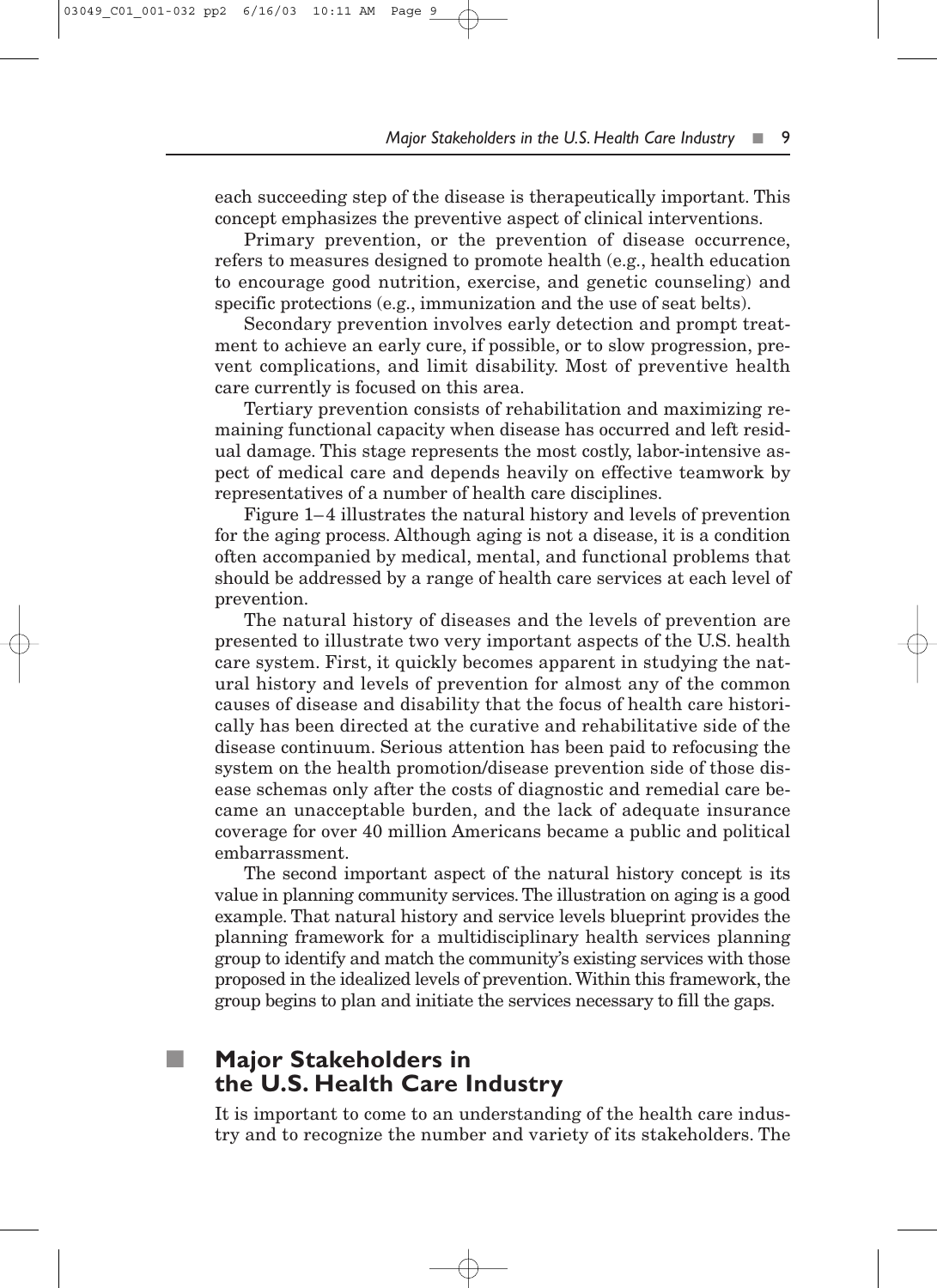each succeeding step of the disease is therapeutically important. This concept emphasizes the preventive aspect of clinical interventions.

Primary prevention, or the prevention of disease occurrence, refers to measures designed to promote health (e.g., health education to encourage good nutrition, exercise, and genetic counseling) and specific protections (e.g., immunization and the use of seat belts).

Secondary prevention involves early detection and prompt treatment to achieve an early cure, if possible, or to slow progression, prevent complications, and limit disability. Most of preventive health care currently is focused on this area.

Tertiary prevention consists of rehabilitation and maximizing remaining functional capacity when disease has occurred and left residual damage. This stage represents the most costly, labor-intensive aspect of medical care and depends heavily on effective teamwork by representatives of a number of health care disciplines.

Figure 1–4 illustrates the natural history and levels of prevention for the aging process. Although aging is not a disease, it is a condition often accompanied by medical, mental, and functional problems that should be addressed by a range of health care services at each level of prevention.

The natural history of diseases and the levels of prevention are presented to illustrate two very important aspects of the U.S. health care system. First, it quickly becomes apparent in studying the natural history and levels of prevention for almost any of the common causes of disease and disability that the focus of health care historically has been directed at the curative and rehabilitative side of the disease continuum. Serious attention has been paid to refocusing the system on the health promotion/disease prevention side of those disease schemas only after the costs of diagnostic and remedial care became an unacceptable burden, and the lack of adequate insurance coverage for over 40 million Americans became a public and political embarrassment.

The second important aspect of the natural history concept is its value in planning community services. The illustration on aging is a good example. That natural history and service levels blueprint provides the planning framework for a multidisciplinary health services planning group to identify and match the community's existing services with those proposed in the idealized levels of prevention. Within this framework, the group begins to plan and initiate the services necessary to fill the gaps.

## Major Stakeholders in the U.S. Health Care Industry

It is important to come to an understanding of the health care industry and to recognize the number and variety of its stakeholders. The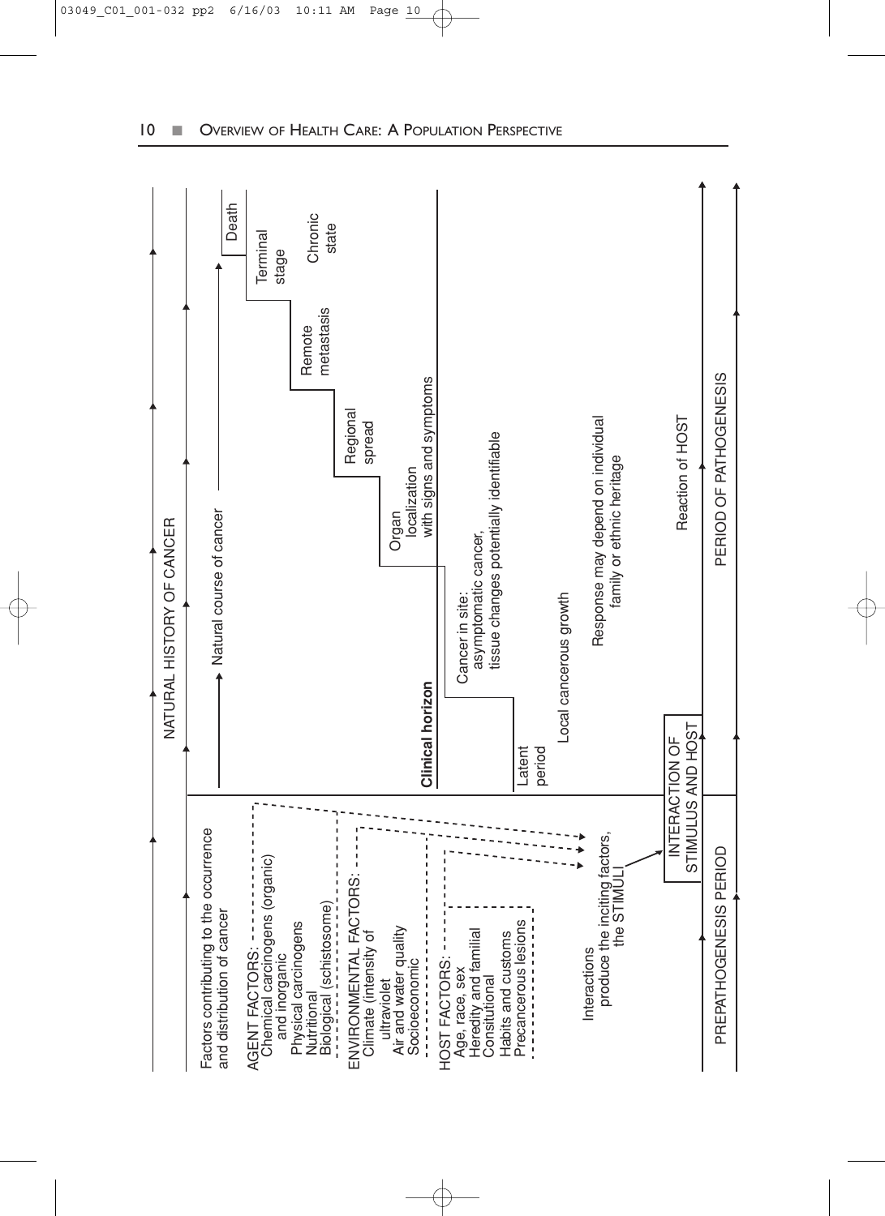NATURAL HISTORY OF CANCER

Factors contributing to the occurrence and distribution of cancer

AGENT FACTORS:
- Chemical carcinogens (organic) and inorganic
- Physical carcinogens
- Nutritional
- Biological (schistosome)

ENVIRONMENTAL FACTORS:
- Climate (intensity of ultraviolet
- Air and water quality
- Socioeconomic

HOST FACTORS:
- Age, race, sex
- Heredity and familial
- Consitutional
- Habits and customs
- Precancerous lesions

Interactions produce the inciting factors, the STIMULI

INTERACTION OF STIMULUS AND HOST

Natural course of cancer

- Latent period
- Cancer in site: asymptomatic cancer, tissue changes potentially identifiable
- Organ localization with signs and symptoms
- Regional spread
- Remote metastasis
- Terminal stage
- Death
- Chronic state

**Clinical horizon**

Local cancerous growth

Response may depend on individual family or ethnic heritage

Reaction of HOST

PREPATHOGENESIS PERIOD | PERIOD OF PATHOGENESIS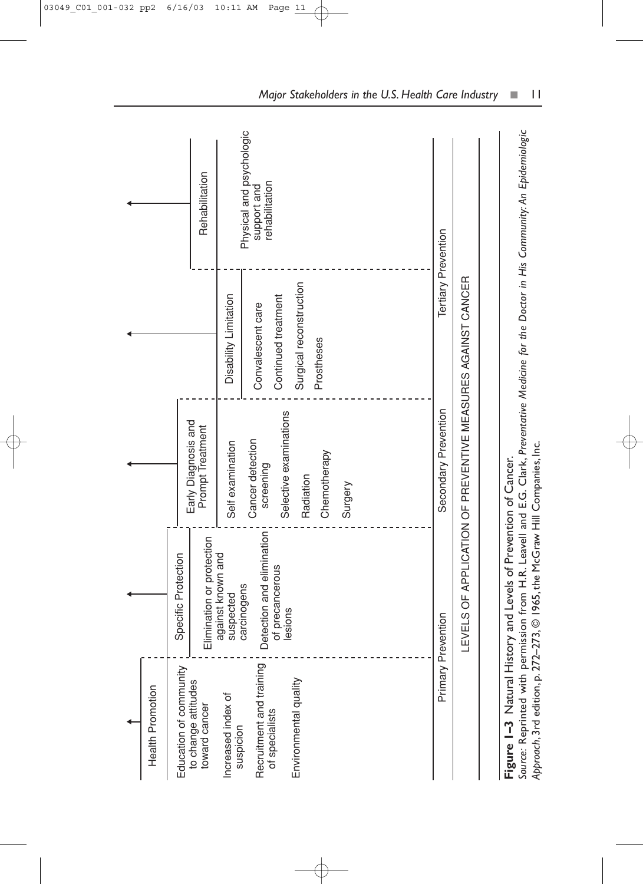| Health Promotion | Specific Protection | Early Diagnosis and Prompt Treatment | Disability Limitation | Rehabilitation |
| --- | --- | --- | --- | --- |
| Education of community to change attitudes toward cancer<br>Increased index of suspicion<br>Recruitment and training of specialists<br>Environmental quality | Elimination or protection against known and suspected carcinogens<br>Detection and elimination of precancerous lesions | Self examination<br>Cancer detection screening<br>Selective examinations<br>Radiation<br>Chemotherapy<br>Surgery | Convalescent care<br>Continued treatment<br>Surgical reconstruction<br>Prostheses | Physical and psychologic support and rehabilitation |
| Primary Prevention | | Secondary Prevention | Tertiary Prevention | |

LEVELS OF APPLICATION OF PREVENTIVE MEASURES AGAINST CANCER

**Figure 1–3** Natural History and Levels of Prevention of Cancer.
*Source:* Reprinted with permission from H.R. Leavell and E.G. Clark, *Preventative Medicine for the Doctor in His Community: An Epidemiologic Approach*, 3rd edition, p. 272–273, © 1965, the McGraw Hill Companies, Inc.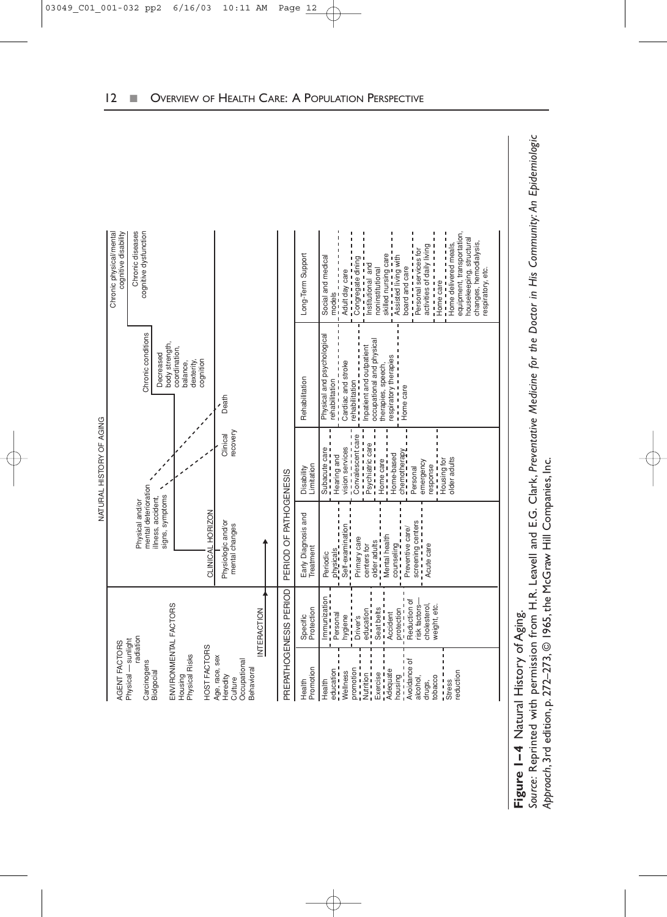NATURAL HISTORY OF AGING

| | |
|---|---|
| AGENT FACTORS<br>Physical — sunlight radiation<br>Carcinogens<br>Biologcial<br><br>ENVIRONMENTAL FACTORS<br>Housing<br>Physical Risks<br><br>HOST FACTORS<br>Age, race, sex<br>Heredity<br>Culture<br>Occupational<br>Behavioral<br><br>INTERACTION | CLINICAL HORIZON<br>Physiologic and/or mental changes<br>Physical and/or mental deterioration illness, accident, signs, symptoms<br>Clinical recovery<br>Death<br>Chronic conditions<br>Decreased body strength, coordination, balance, dexterity, cognition<br>Chronic diseases cognitive dysfunction<br>Chronic physical/mental cognitive disability |

| PREPATHOGENESIS PERIOD | | PERIOD OF PATHOGENESIS | | | |
|---|---|---|---|---|---|
| Health Promotion | Specific Protection | Early Diagnosis and Treatment | Disability Limitation | Rehabilitation | Long-Term Support |
| Health education<br>Wellness promotion<br>Nutrition<br>Exercise<br>Adequate housing<br>Avoidance of alcohol, drugs, tobacco<br>Stress reduction | Immunization<br>Personal hygiene<br>Driver's education<br>Seat belts<br>Accident protection<br>Reduction of risk factors—cholesterol, weight, etc. | Periodic physicals<br>Self-examination<br>Primary care centers for older adults<br>Mental health counseling<br>Preventive care/screening centers<br>Acute care | Subacute care<br>Hearing and vision services<br>Convalescent care<br>Psychiatric care<br>Home care<br>Home-based chemotherapy<br>Personal emergency response<br>Housing for older adults | Physical and psychological rehabilitation<br>Cardiac and stroke rehabilitation<br>Inpatient and outpatient occupational and physical therapies, speech, respiratory therapies<br>Home care | Social and medical models<br>Adult day care<br>Congregate dining<br>Institutional and noninstitutional skilled nursing care<br>Assisted living with board and care<br>Personal services for activities of daily living<br>Home care<br>Home delivered meals, equipment, transportation, housekeeping, structural changes, hemodialysis, respiratory, etc. |

**Figure 1–4** Natural History of Aging.
*Source:* Reprinted with permission from H.R. Leavell and E.G. Clark, *Preventative Medicine for the Doctor in His Community: An Epidemiologic Approach*, 3rd edition, p. 272–273, © 1965, the McGraw Hill Companies, Inc.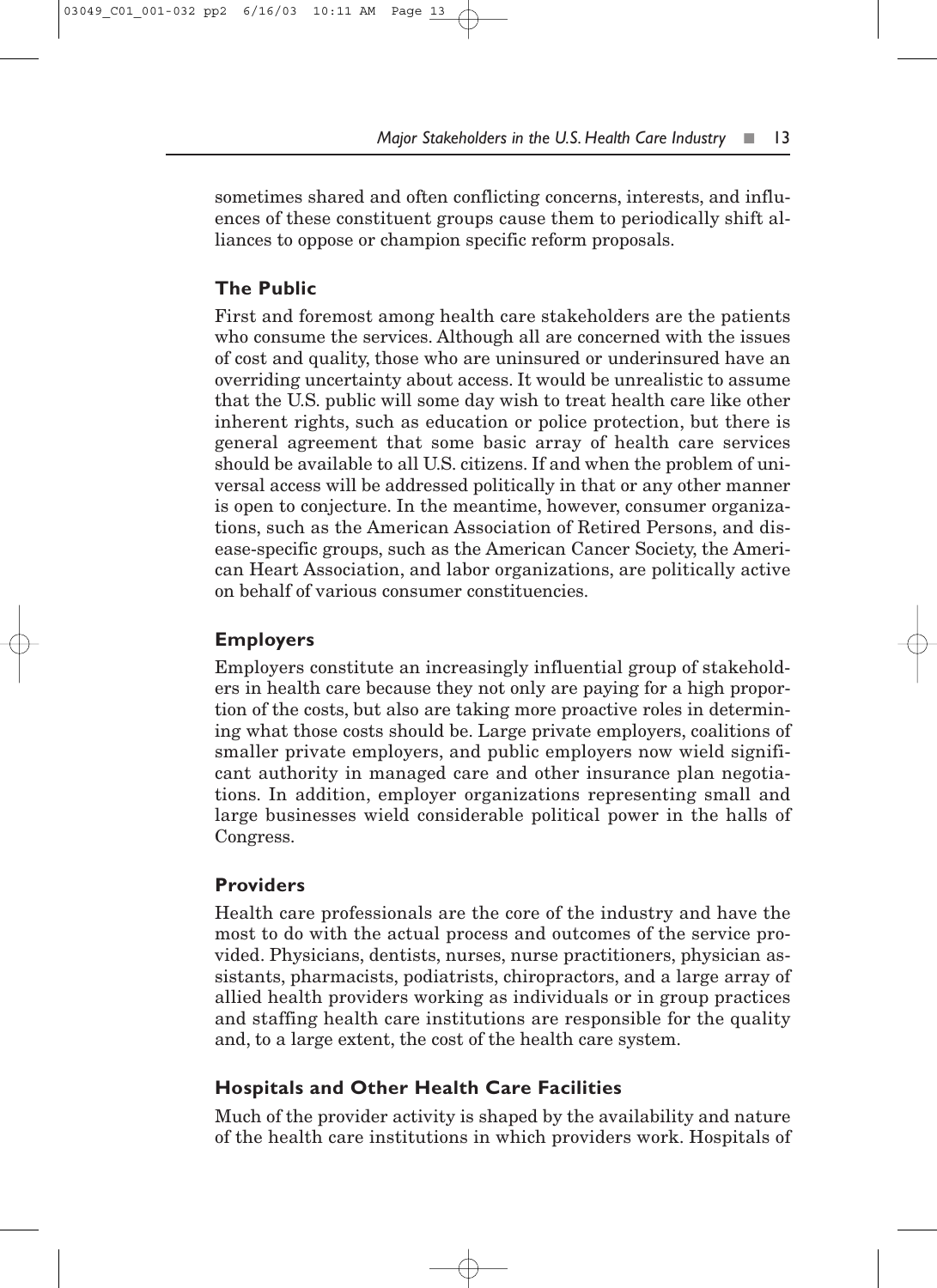sometimes shared and often conflicting concerns, interests, and influences of these constituent groups cause them to periodically shift alliances to oppose or champion specific reform proposals.

### The Public

First and foremost among health care stakeholders are the patients who consume the services. Although all are concerned with the issues of cost and quality, those who are uninsured or underinsured have an overriding uncertainty about access. It would be unrealistic to assume that the U.S. public will some day wish to treat health care like other inherent rights, such as education or police protection, but there is general agreement that some basic array of health care services should be available to all U.S. citizens. If and when the problem of universal access will be addressed politically in that or any other manner is open to conjecture. In the meantime, however, consumer organizations, such as the American Association of Retired Persons, and disease-specific groups, such as the American Cancer Society, the American Heart Association, and labor organizations, are politically active on behalf of various consumer constituencies.

### Employers

Employers constitute an increasingly influential group of stakeholders in health care because they not only are paying for a high proportion of the costs, but also are taking more proactive roles in determining what those costs should be. Large private employers, coalitions of smaller private employers, and public employers now wield significant authority in managed care and other insurance plan negotiations. In addition, employer organizations representing small and large businesses wield considerable political power in the halls of Congress.

### Providers

Health care professionals are the core of the industry and have the most to do with the actual process and outcomes of the service provided. Physicians, dentists, nurses, nurse practitioners, physician assistants, pharmacists, podiatrists, chiropractors, and a large array of allied health providers working as individuals or in group practices and staffing health care institutions are responsible for the quality and, to a large extent, the cost of the health care system.

### Hospitals and Other Health Care Facilities

Much of the provider activity is shaped by the availability and nature of the health care institutions in which providers work. Hospitals of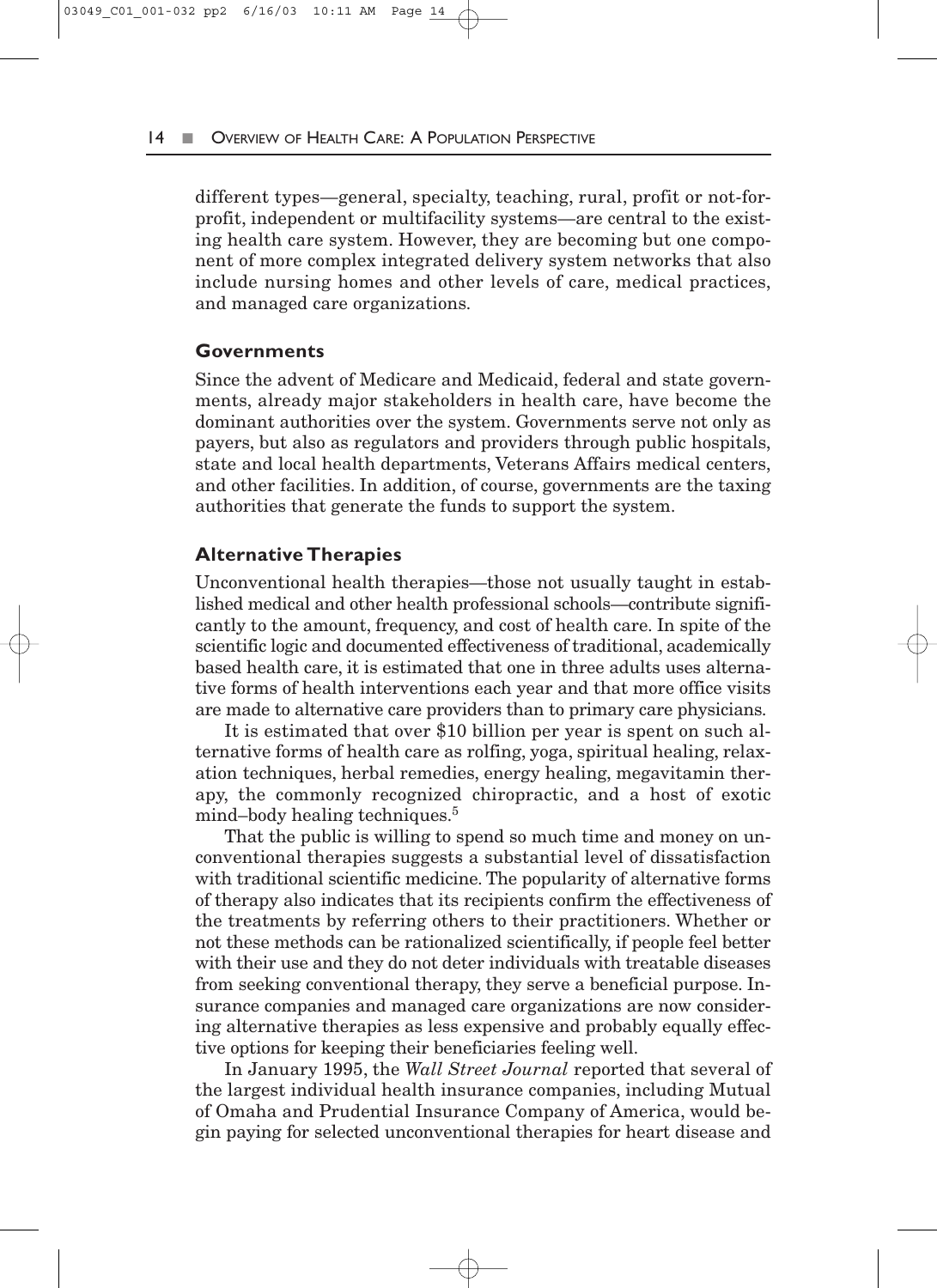different types—general, specialty, teaching, rural, profit or not-for-profit, independent or multifacility systems—are central to the existing health care system. However, they are becoming but one component of more complex integrated delivery system networks that also include nursing homes and other levels of care, medical practices, and managed care organizations.

### Governments

Since the advent of Medicare and Medicaid, federal and state governments, already major stakeholders in health care, have become the dominant authorities over the system. Governments serve not only as payers, but also as regulators and providers through public hospitals, state and local health departments, Veterans Affairs medical centers, and other facilities. In addition, of course, governments are the taxing authorities that generate the funds to support the system.

### Alternative Therapies

Unconventional health therapies—those not usually taught in established medical and other health professional schools—contribute significantly to the amount, frequency, and cost of health care. In spite of the scientific logic and documented effectiveness of traditional, academically based health care, it is estimated that one in three adults uses alternative forms of health interventions each year and that more office visits are made to alternative care providers than to primary care physicians.

It is estimated that over $10 billion per year is spent on such alternative forms of health care as rolfing, yoga, spiritual healing, relaxation techniques, herbal remedies, energy healing, megavitamin therapy, the commonly recognized chiropractic, and a host of exotic mind–body healing techniques.[5]

That the public is willing to spend so much time and money on unconventional therapies suggests a substantial level of dissatisfaction with traditional scientific medicine. The popularity of alternative forms of therapy also indicates that its recipients confirm the effectiveness of the treatments by referring others to their practitioners. Whether or not these methods can be rationalized scientifically, if people feel better with their use and they do not deter individuals with treatable diseases from seeking conventional therapy, they serve a beneficial purpose. Insurance companies and managed care organizations are now considering alternative therapies as less expensive and probably equally effective options for keeping their beneficiaries feeling well.

In January 1995, the *Wall Street Journal* reported that several of the largest individual health insurance companies, including Mutual of Omaha and Prudential Insurance Company of America, would begin paying for selected unconventional therapies for heart disease and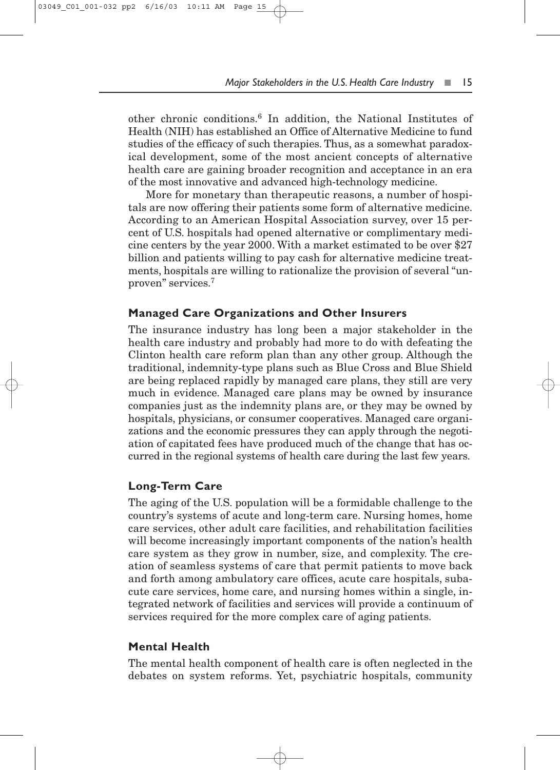other chronic conditions.[6] In addition, the National Institutes of Health (NIH) has established an Office of Alternative Medicine to fund studies of the efficacy of such therapies. Thus, as a somewhat paradoxical development, some of the most ancient concepts of alternative health care are gaining broader recognition and acceptance in an era of the most innovative and advanced high-technology medicine.

More for monetary than therapeutic reasons, a number of hospitals are now offering their patients some form of alternative medicine. According to an American Hospital Association survey, over 15 percent of U.S. hospitals had opened alternative or complimentary medicine centers by the year 2000. With a market estimated to be over $27 billion and patients willing to pay cash for alternative medicine treatments, hospitals are willing to rationalize the provision of several "unproven" services.[7]

### Managed Care Organizations and Other Insurers

The insurance industry has long been a major stakeholder in the health care industry and probably had more to do with defeating the Clinton health care reform plan than any other group. Although the traditional, indemnity-type plans such as Blue Cross and Blue Shield are being replaced rapidly by managed care plans, they still are very much in evidence. Managed care plans may be owned by insurance companies just as the indemnity plans are, or they may be owned by hospitals, physicians, or consumer cooperatives. Managed care organizations and the economic pressures they can apply through the negotiation of capitated fees have produced much of the change that has occurred in the regional systems of health care during the last few years.

### Long-Term Care

The aging of the U.S. population will be a formidable challenge to the country's systems of acute and long-term care. Nursing homes, home care services, other adult care facilities, and rehabilitation facilities will become increasingly important components of the nation's health care system as they grow in number, size, and complexity. The creation of seamless systems of care that permit patients to move back and forth among ambulatory care offices, acute care hospitals, subacute care services, home care, and nursing homes within a single, integrated network of facilities and services will provide a continuum of services required for the more complex care of aging patients.

### Mental Health

The mental health component of health care is often neglected in the debates on system reforms. Yet, psychiatric hospitals, community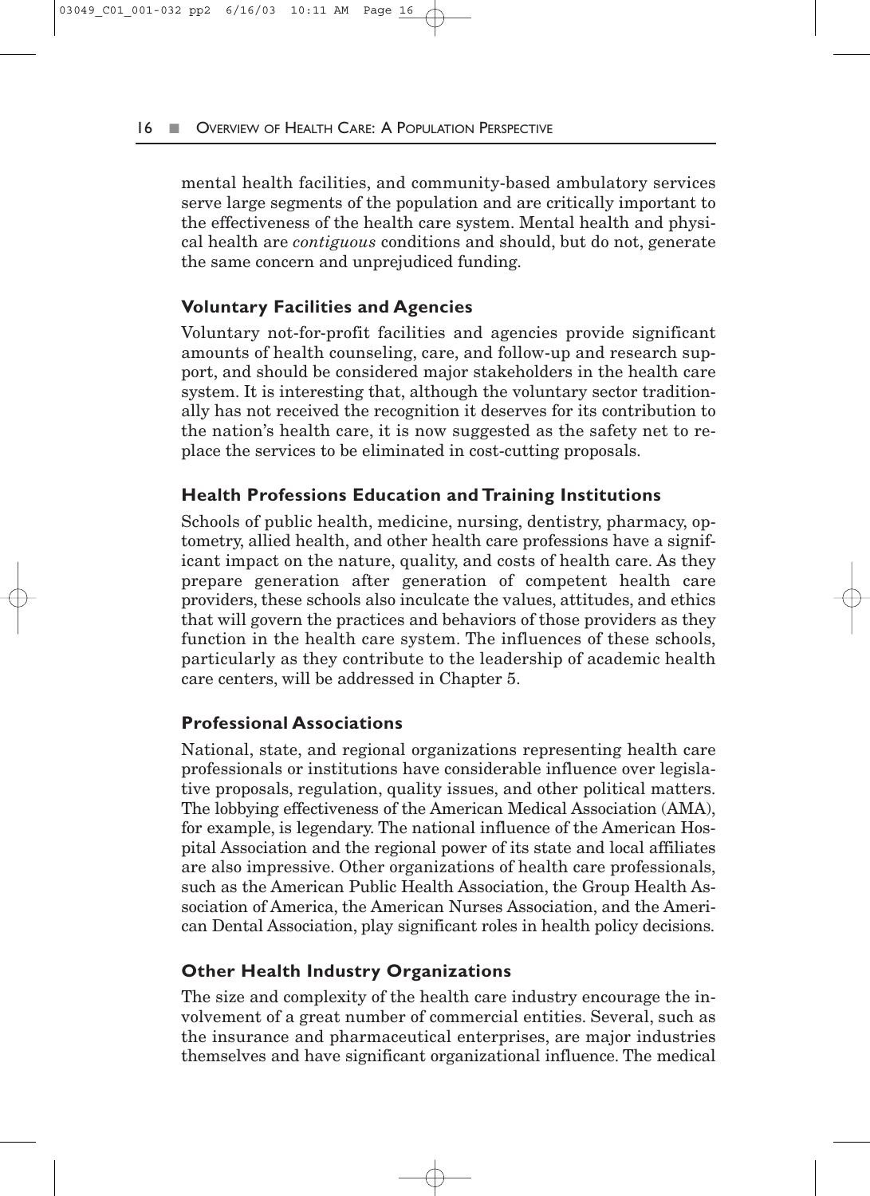mental health facilities, and community-based ambulatory services serve large segments of the population and are critically important to the effectiveness of the health care system. Mental health and physical health are *contiguous* conditions and should, but do not, generate the same concern and unprejudiced funding.

### Voluntary Facilities and Agencies

Voluntary not-for-profit facilities and agencies provide significant amounts of health counseling, care, and follow-up and research support, and should be considered major stakeholders in the health care system. It is interesting that, although the voluntary sector traditionally has not received the recognition it deserves for its contribution to the nation's health care, it is now suggested as the safety net to replace the services to be eliminated in cost-cutting proposals.

### Health Professions Education and Training Institutions

Schools of public health, medicine, nursing, dentistry, pharmacy, optometry, allied health, and other health care professions have a significant impact on the nature, quality, and costs of health care. As they prepare generation after generation of competent health care providers, these schools also inculcate the values, attitudes, and ethics that will govern the practices and behaviors of those providers as they function in the health care system. The influences of these schools, particularly as they contribute to the leadership of academic health care centers, will be addressed in Chapter 5.

### Professional Associations

National, state, and regional organizations representing health care professionals or institutions have considerable influence over legislative proposals, regulation, quality issues, and other political matters. The lobbying effectiveness of the American Medical Association (AMA), for example, is legendary. The national influence of the American Hospital Association and the regional power of its state and local affiliates are also impressive. Other organizations of health care professionals, such as the American Public Health Association, the Group Health Association of America, the American Nurses Association, and the American Dental Association, play significant roles in health policy decisions.

### Other Health Industry Organizations

The size and complexity of the health care industry encourage the involvement of a great number of commercial entities. Several, such as the insurance and pharmaceutical enterprises, are major industries themselves and have significant organizational influence. The medical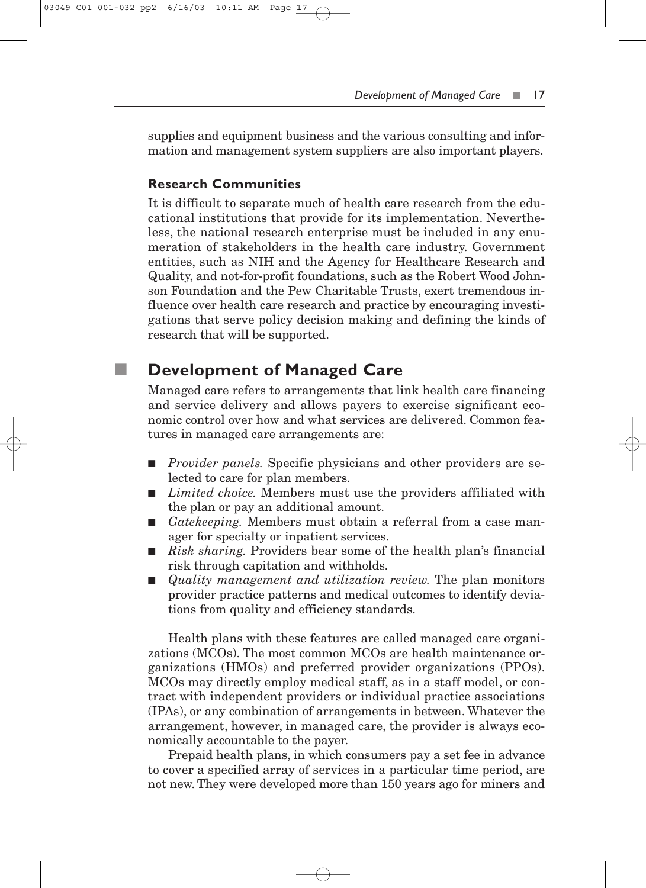supplies and equipment business and the various consulting and information and management system suppliers are also important players.

### Research Communities

It is difficult to separate much of health care research from the educational institutions that provide for its implementation. Nevertheless, the national research enterprise must be included in any enumeration of stakeholders in the health care industry. Government entities, such as NIH and the Agency for Healthcare Research and Quality, and not-for-profit foundations, such as the Robert Wood Johnson Foundation and the Pew Charitable Trusts, exert tremendous influence over health care research and practice by encouraging investigations that serve policy decision making and defining the kinds of research that will be supported.

## Development of Managed Care

Managed care refers to arrangements that link health care financing and service delivery and allows payers to exercise significant economic control over how and what services are delivered. Common features in managed care arrangements are:

- *Provider panels.* Specific physicians and other providers are selected to care for plan members.
- *Limited choice.* Members must use the providers affiliated with the plan or pay an additional amount.
- *Gatekeeping.* Members must obtain a referral from a case manager for specialty or inpatient services.
- *Risk sharing.* Providers bear some of the health plan's financial risk through capitation and withholds.
- *Quality management and utilization review.* The plan monitors provider practice patterns and medical outcomes to identify deviations from quality and efficiency standards.

Health plans with these features are called managed care organizations (MCOs). The most common MCOs are health maintenance organizations (HMOs) and preferred provider organizations (PPOs). MCOs may directly employ medical staff, as in a staff model, or contract with independent providers or individual practice associations (IPAs), or any combination of arrangements in between. Whatever the arrangement, however, in managed care, the provider is always economically accountable to the payer.

Prepaid health plans, in which consumers pay a set fee in advance to cover a specified array of services in a particular time period, are not new. They were developed more than 150 years ago for miners and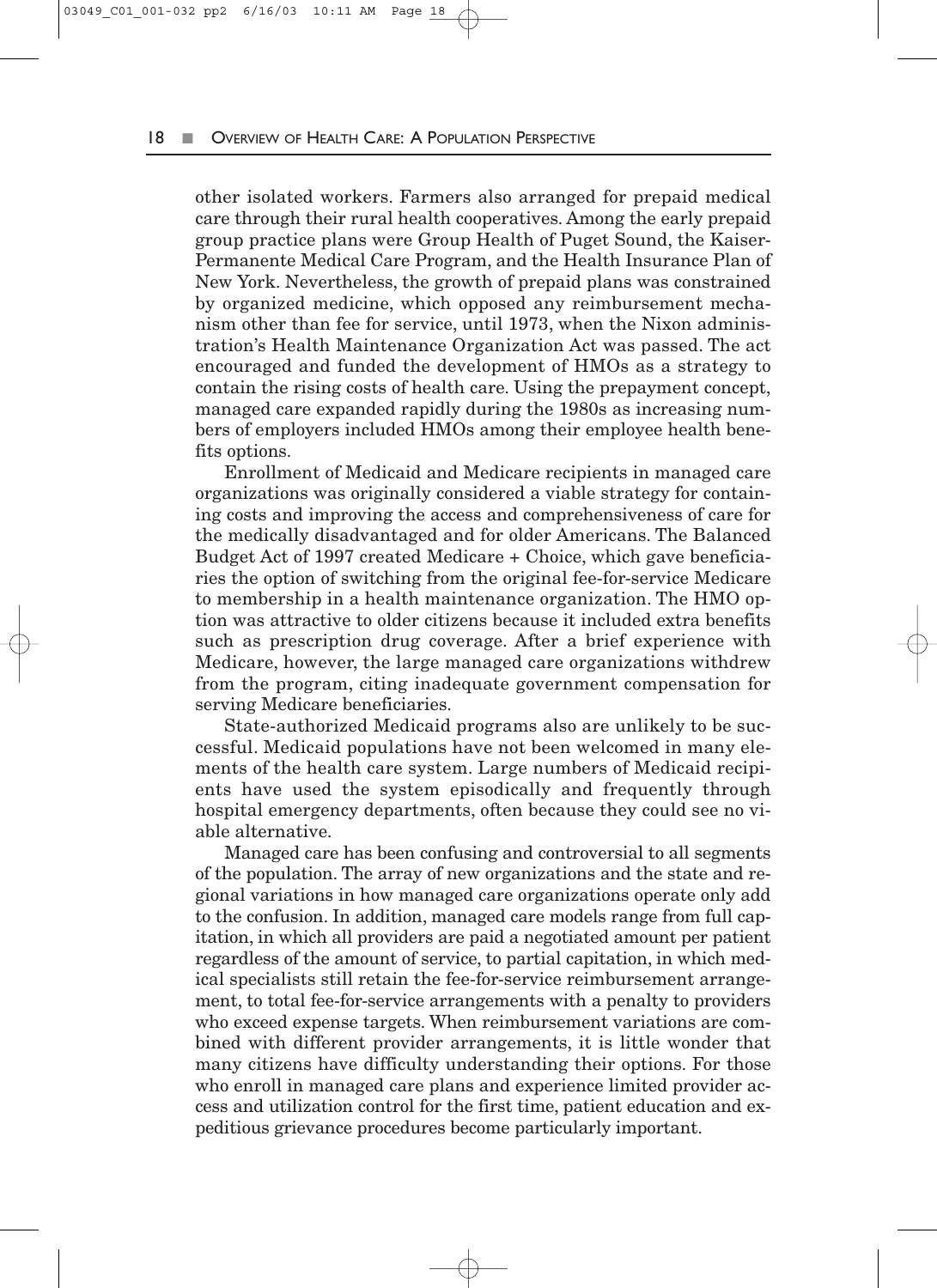other isolated workers. Farmers also arranged for prepaid medical care through their rural health cooperatives. Among the early prepaid group practice plans were Group Health of Puget Sound, the Kaiser-Permanente Medical Care Program, and the Health Insurance Plan of New York. Nevertheless, the growth of prepaid plans was constrained by organized medicine, which opposed any reimbursement mechanism other than fee for service, until 1973, when the Nixon administration's Health Maintenance Organization Act was passed. The act encouraged and funded the development of HMOs as a strategy to contain the rising costs of health care. Using the prepayment concept, managed care expanded rapidly during the 1980s as increasing numbers of employers included HMOs among their employee health benefits options.

Enrollment of Medicaid and Medicare recipients in managed care organizations was originally considered a viable strategy for containing costs and improving the access and comprehensiveness of care for the medically disadvantaged and for older Americans. The Balanced Budget Act of 1997 created Medicare + Choice, which gave beneficiaries the option of switching from the original fee-for-service Medicare to membership in a health maintenance organization. The HMO option was attractive to older citizens because it included extra benefits such as prescription drug coverage. After a brief experience with Medicare, however, the large managed care organizations withdrew from the program, citing inadequate government compensation for serving Medicare beneficiaries.

State-authorized Medicaid programs also are unlikely to be successful. Medicaid populations have not been welcomed in many elements of the health care system. Large numbers of Medicaid recipients have used the system episodically and frequently through hospital emergency departments, often because they could see no viable alternative.

Managed care has been confusing and controversial to all segments of the population. The array of new organizations and the state and regional variations in how managed care organizations operate only add to the confusion. In addition, managed care models range from full capitation, in which all providers are paid a negotiated amount per patient regardless of the amount of service, to partial capitation, in which medical specialists still retain the fee-for-service reimbursement arrangement, to total fee-for-service arrangements with a penalty to providers who exceed expense targets. When reimbursement variations are combined with different provider arrangements, it is little wonder that many citizens have difficulty understanding their options. For those who enroll in managed care plans and experience limited provider access and utilization control for the first time, patient education and expeditious grievance procedures become particularly important.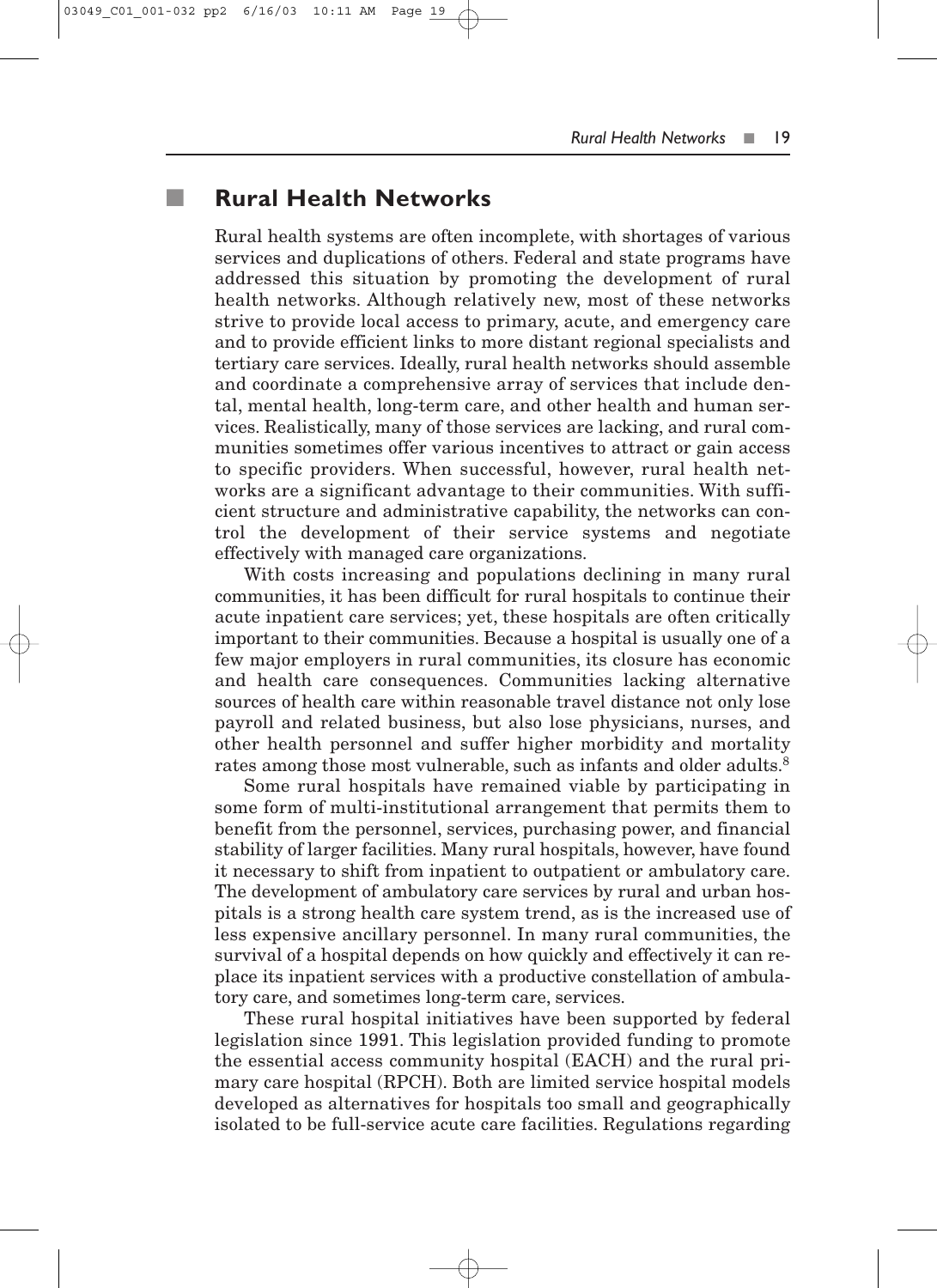## Rural Health Networks

Rural health systems are often incomplete, with shortages of various services and duplications of others. Federal and state programs have addressed this situation by promoting the development of rural health networks. Although relatively new, most of these networks strive to provide local access to primary, acute, and emergency care and to provide efficient links to more distant regional specialists and tertiary care services. Ideally, rural health networks should assemble and coordinate a comprehensive array of services that include dental, mental health, long-term care, and other health and human services. Realistically, many of those services are lacking, and rural communities sometimes offer various incentives to attract or gain access to specific providers. When successful, however, rural health networks are a significant advantage to their communities. With sufficient structure and administrative capability, the networks can control the development of their service systems and negotiate effectively with managed care organizations.

With costs increasing and populations declining in many rural communities, it has been difficult for rural hospitals to continue their acute inpatient care services; yet, these hospitals are often critically important to their communities. Because a hospital is usually one of a few major employers in rural communities, its closure has economic and health care consequences. Communities lacking alternative sources of health care within reasonable travel distance not only lose payroll and related business, but also lose physicians, nurses, and other health personnel and suffer higher morbidity and mortality rates among those most vulnerable, such as infants and older adults.[8]

Some rural hospitals have remained viable by participating in some form of multi-institutional arrangement that permits them to benefit from the personnel, services, purchasing power, and financial stability of larger facilities. Many rural hospitals, however, have found it necessary to shift from inpatient to outpatient or ambulatory care. The development of ambulatory care services by rural and urban hospitals is a strong health care system trend, as is the increased use of less expensive ancillary personnel. In many rural communities, the survival of a hospital depends on how quickly and effectively it can replace its inpatient services with a productive constellation of ambulatory care, and sometimes long-term care, services.

These rural hospital initiatives have been supported by federal legislation since 1991. This legislation provided funding to promote the essential access community hospital (EACH) and the rural primary care hospital (RPCH). Both are limited service hospital models developed as alternatives for hospitals too small and geographically isolated to be full-service acute care facilities. Regulations regarding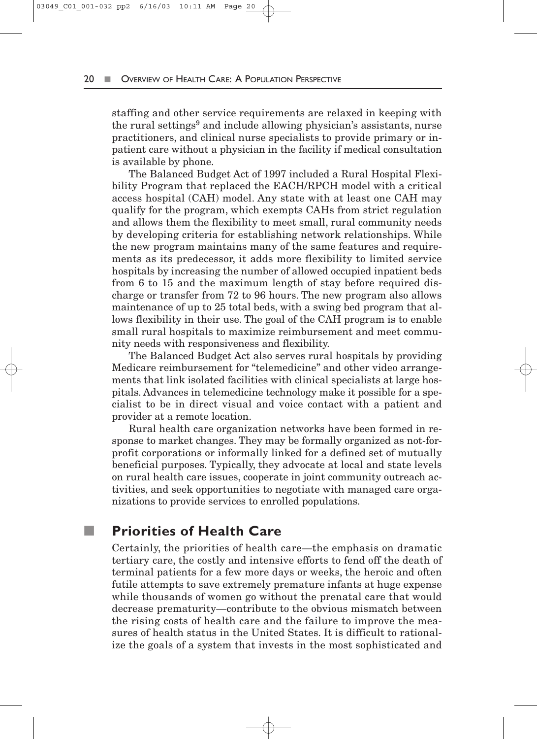staffing and other service requirements are relaxed in keeping with the rural settings[9] and include allowing physician's assistants, nurse practitioners, and clinical nurse specialists to provide primary or inpatient care without a physician in the facility if medical consultation is available by phone.

The Balanced Budget Act of 1997 included a Rural Hospital Flexibility Program that replaced the EACH/RPCH model with a critical access hospital (CAH) model. Any state with at least one CAH may qualify for the program, which exempts CAHs from strict regulation and allows them the flexibility to meet small, rural community needs by developing criteria for establishing network relationships. While the new program maintains many of the same features and requirements as its predecessor, it adds more flexibility to limited service hospitals by increasing the number of allowed occupied inpatient beds from 6 to 15 and the maximum length of stay before required discharge or transfer from 72 to 96 hours. The new program also allows maintenance of up to 25 total beds, with a swing bed program that allows flexibility in their use. The goal of the CAH program is to enable small rural hospitals to maximize reimbursement and meet community needs with responsiveness and flexibility.

The Balanced Budget Act also serves rural hospitals by providing Medicare reimbursement for "telemedicine" and other video arrangements that link isolated facilities with clinical specialists at large hospitals. Advances in telemedicine technology make it possible for a specialist to be in direct visual and voice contact with a patient and provider at a remote location.

Rural health care organization networks have been formed in response to market changes. They may be formally organized as not-for-profit corporations or informally linked for a defined set of mutually beneficial purposes. Typically, they advocate at local and state levels on rural health care issues, cooperate in joint community outreach activities, and seek opportunities to negotiate with managed care organizations to provide services to enrolled populations.

## Priorities of Health Care

Certainly, the priorities of health care—the emphasis on dramatic tertiary care, the costly and intensive efforts to fend off the death of terminal patients for a few more days or weeks, the heroic and often futile attempts to save extremely premature infants at huge expense while thousands of women go without the prenatal care that would decrease prematurity—contribute to the obvious mismatch between the rising costs of health care and the failure to improve the measures of health status in the United States. It is difficult to rationalize the goals of a system that invests in the most sophisticated and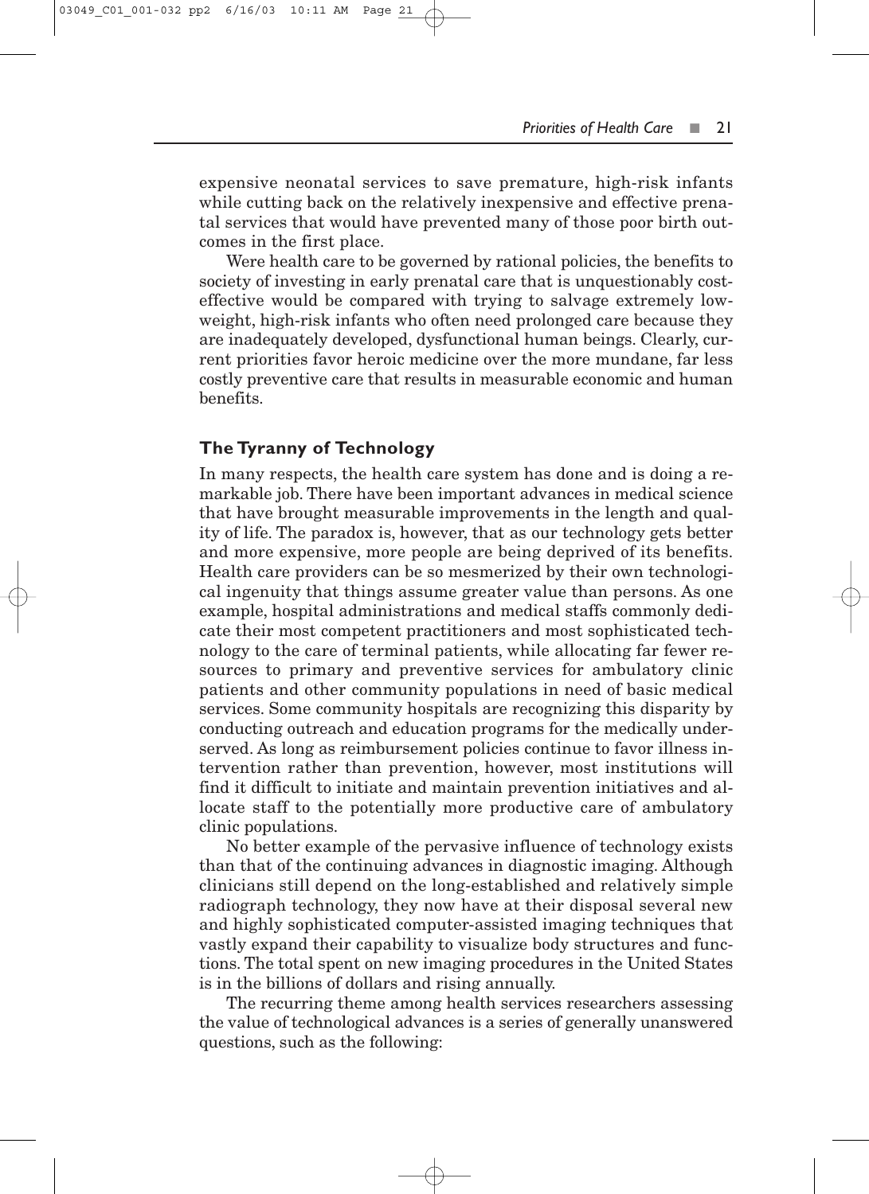expensive neonatal services to save premature, high-risk infants while cutting back on the relatively inexpensive and effective prenatal services that would have prevented many of those poor birth outcomes in the first place.

Were health care to be governed by rational policies, the benefits to society of investing in early prenatal care that is unquestionably cost-effective would be compared with trying to salvage extremely low-weight, high-risk infants who often need prolonged care because they are inadequately developed, dysfunctional human beings. Clearly, current priorities favor heroic medicine over the more mundane, far less costly preventive care that results in measurable economic and human benefits.

### The Tyranny of Technology

In many respects, the health care system has done and is doing a remarkable job. There have been important advances in medical science that have brought measurable improvements in the length and quality of life. The paradox is, however, that as our technology gets better and more expensive, more people are being deprived of its benefits. Health care providers can be so mesmerized by their own technological ingenuity that things assume greater value than persons. As one example, hospital administrations and medical staffs commonly dedicate their most competent practitioners and most sophisticated technology to the care of terminal patients, while allocating far fewer resources to primary and preventive services for ambulatory clinic patients and other community populations in need of basic medical services. Some community hospitals are recognizing this disparity by conducting outreach and education programs for the medically underserved. As long as reimbursement policies continue to favor illness intervention rather than prevention, however, most institutions will find it difficult to initiate and maintain prevention initiatives and allocate staff to the potentially more productive care of ambulatory clinic populations.

No better example of the pervasive influence of technology exists than that of the continuing advances in diagnostic imaging. Although clinicians still depend on the long-established and relatively simple radiograph technology, they now have at their disposal several new and highly sophisticated computer-assisted imaging techniques that vastly expand their capability to visualize body structures and functions. The total spent on new imaging procedures in the United States is in the billions of dollars and rising annually.

The recurring theme among health services researchers assessing the value of technological advances is a series of generally unanswered questions, such as the following: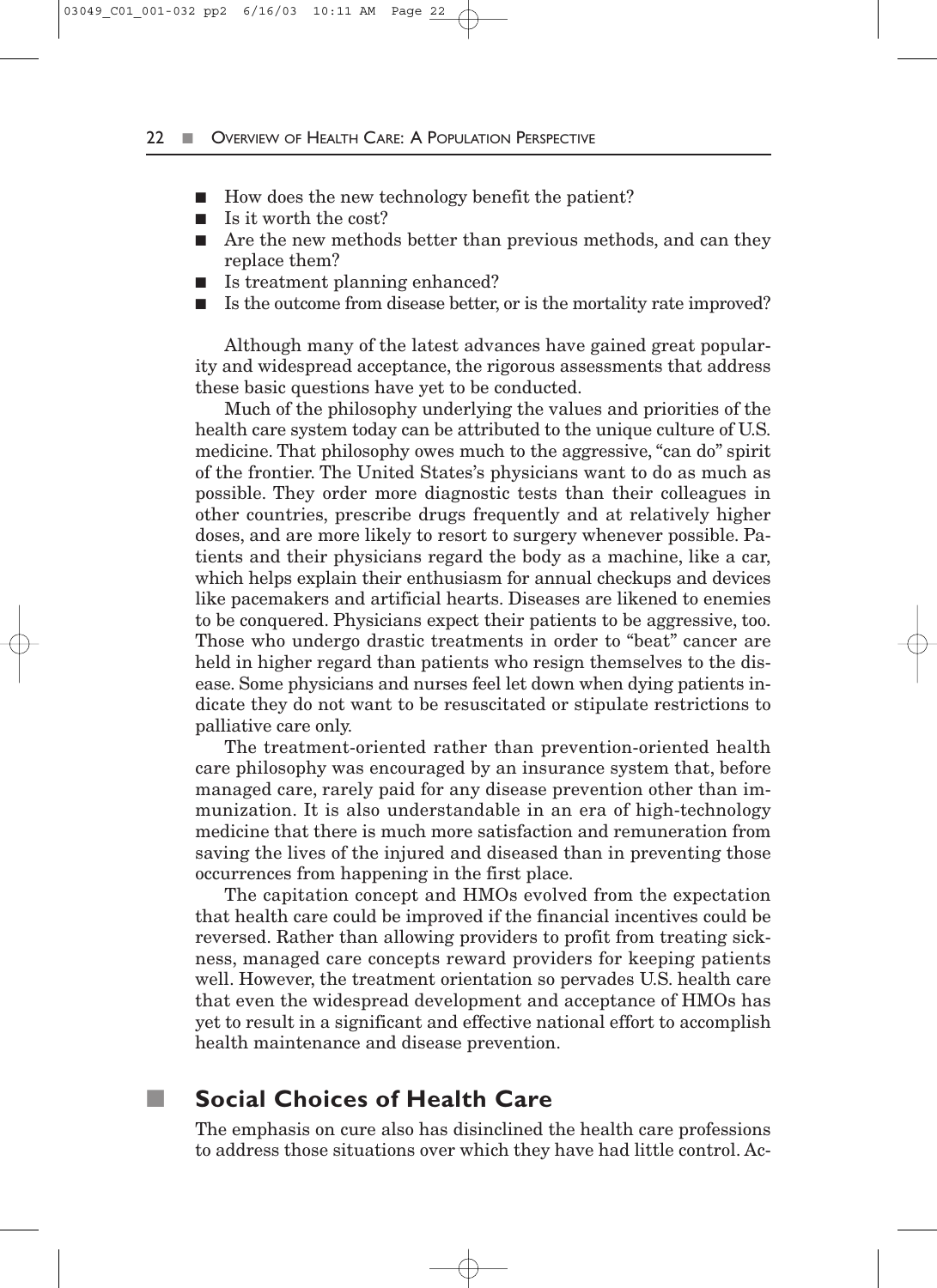- How does the new technology benefit the patient?
- Is it worth the cost?
- Are the new methods better than previous methods, and can they replace them?
- Is treatment planning enhanced?
- Is the outcome from disease better, or is the mortality rate improved?

Although many of the latest advances have gained great popularity and widespread acceptance, the rigorous assessments that address these basic questions have yet to be conducted.

Much of the philosophy underlying the values and priorities of the health care system today can be attributed to the unique culture of U.S. medicine. That philosophy owes much to the aggressive, "can do" spirit of the frontier. The United States's physicians want to do as much as possible. They order more diagnostic tests than their colleagues in other countries, prescribe drugs frequently and at relatively higher doses, and are more likely to resort to surgery whenever possible. Patients and their physicians regard the body as a machine, like a car, which helps explain their enthusiasm for annual checkups and devices like pacemakers and artificial hearts. Diseases are likened to enemies to be conquered. Physicians expect their patients to be aggressive, too. Those who undergo drastic treatments in order to "beat" cancer are held in higher regard than patients who resign themselves to the disease. Some physicians and nurses feel let down when dying patients indicate they do not want to be resuscitated or stipulate restrictions to palliative care only.

The treatment-oriented rather than prevention-oriented health care philosophy was encouraged by an insurance system that, before managed care, rarely paid for any disease prevention other than immunization. It is also understandable in an era of high-technology medicine that there is much more satisfaction and remuneration from saving the lives of the injured and diseased than in preventing those occurrences from happening in the first place.

The capitation concept and HMOs evolved from the expectation that health care could be improved if the financial incentives could be reversed. Rather than allowing providers to profit from treating sickness, managed care concepts reward providers for keeping patients well. However, the treatment orientation so pervades U.S. health care that even the widespread development and acceptance of HMOs has yet to result in a significant and effective national effort to accomplish health maintenance and disease prevention.

## Social Choices of Health Care

The emphasis on cure also has disinclined the health care professions to address those situations over which they have had little control. Ac-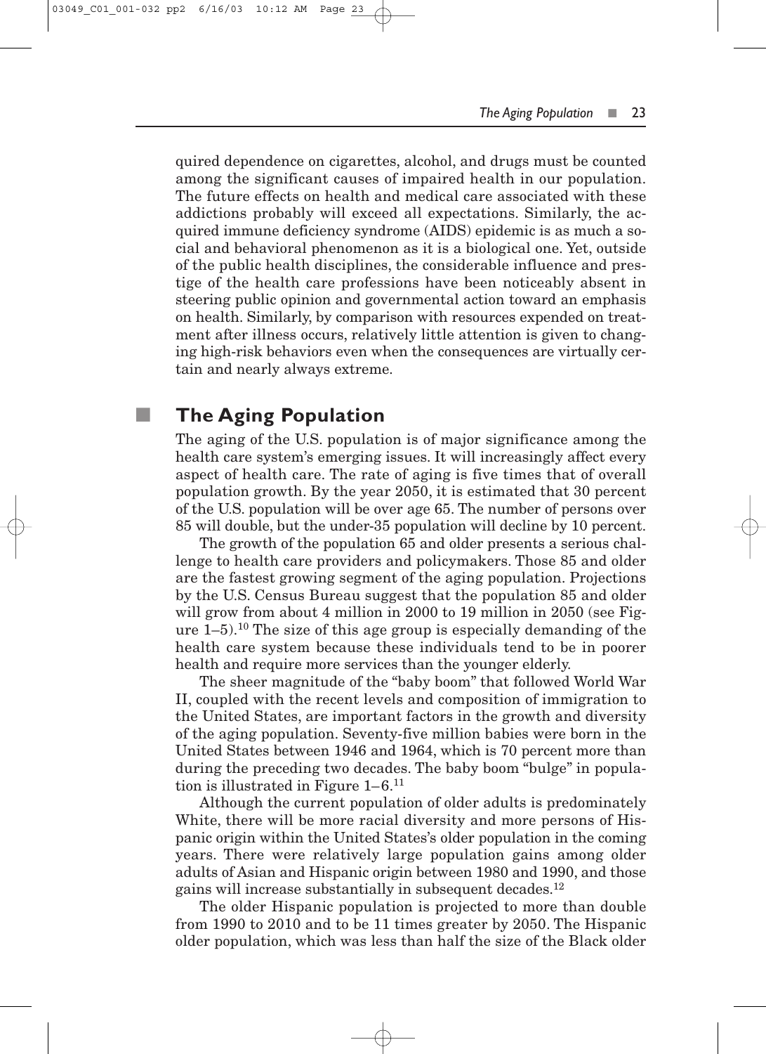quired dependence on cigarettes, alcohol, and drugs must be counted among the significant causes of impaired health in our population. The future effects on health and medical care associated with these addictions probably will exceed all expectations. Similarly, the acquired immune deficiency syndrome (AIDS) epidemic is as much a social and behavioral phenomenon as it is a biological one. Yet, outside of the public health disciplines, the considerable influence and prestige of the health care professions have been noticeably absent in steering public opinion and governmental action toward an emphasis on health. Similarly, by comparison with resources expended on treatment after illness occurs, relatively little attention is given to changing high-risk behaviors even when the consequences are virtually certain and nearly always extreme.

## The Aging Population

The aging of the U.S. population is of major significance among the health care system's emerging issues. It will increasingly affect every aspect of health care. The rate of aging is five times that of overall population growth. By the year 2050, it is estimated that 30 percent of the U.S. population will be over age 65. The number of persons over 85 will double, but the under-35 population will decline by 10 percent.

The growth of the population 65 and older presents a serious challenge to health care providers and policymakers. Those 85 and older are the fastest growing segment of the aging population. Projections by the U.S. Census Bureau suggest that the population 85 and older will grow from about 4 million in 2000 to 19 million in 2050 (see Figure 1–5).[10] The size of this age group is especially demanding of the health care system because these individuals tend to be in poorer health and require more services than the younger elderly.

The sheer magnitude of the "baby boom" that followed World War II, coupled with the recent levels and composition of immigration to the United States, are important factors in the growth and diversity of the aging population. Seventy-five million babies were born in the United States between 1946 and 1964, which is 70 percent more than during the preceding two decades. The baby boom "bulge" in population is illustrated in Figure 1–6.[11]

Although the current population of older adults is predominately White, there will be more racial diversity and more persons of Hispanic origin within the United States's older population in the coming years. There were relatively large population gains among older adults of Asian and Hispanic origin between 1980 and 1990, and those gains will increase substantially in subsequent decades.[12]

The older Hispanic population is projected to more than double from 1990 to 2010 and to be 11 times greater by 2050. The Hispanic older population, which was less than half the size of the Black older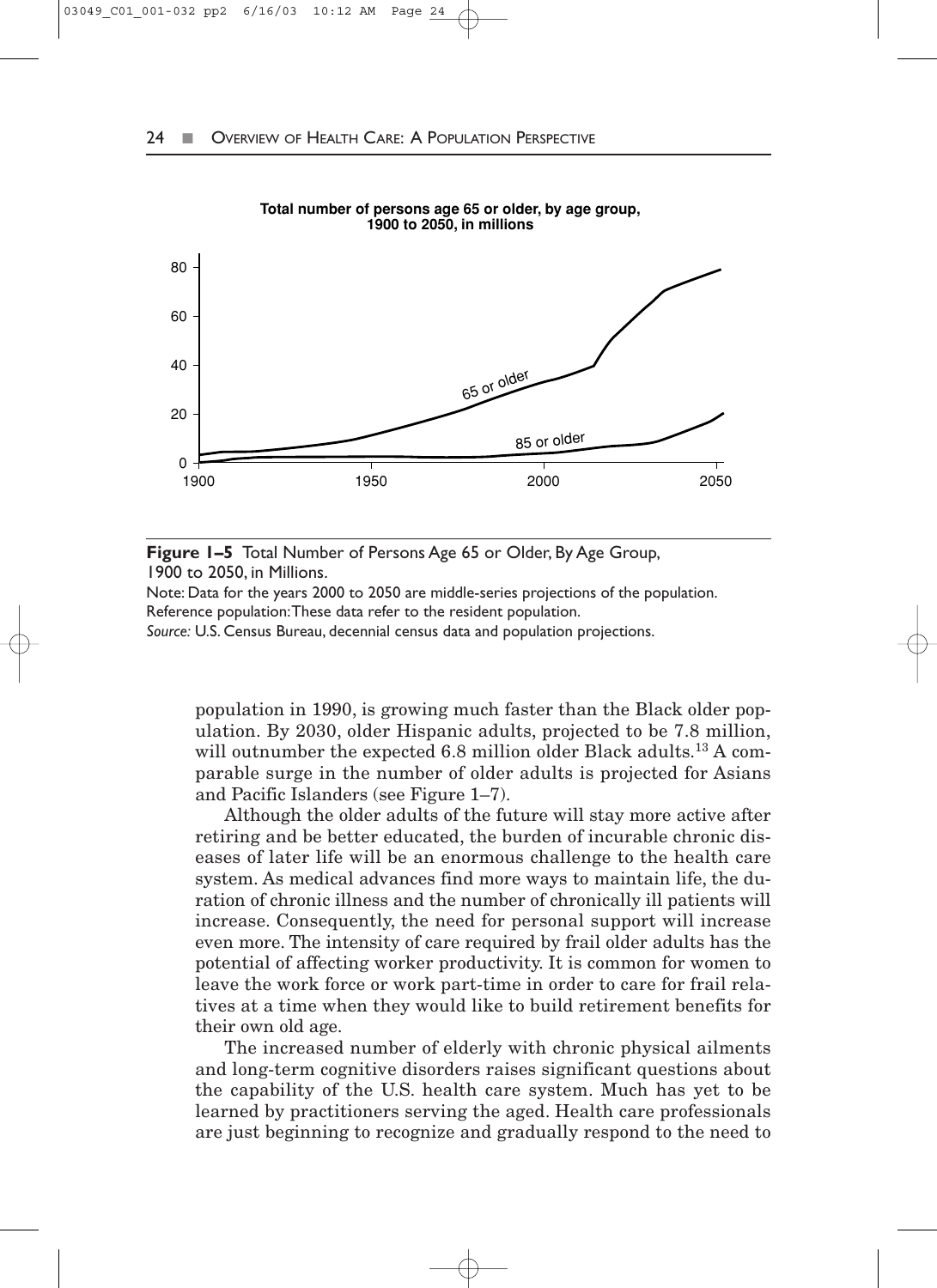**Total number of persons age 65 or older, by age group, 1900 to 2050, in millions**

**Figure 1–5** Total Number of Persons Age 65 or Older, By Age Group, 1900 to 2050, in Millions.

Note: Data for the years 2000 to 2050 are middle-series projections of the population.
Reference population: These data refer to the resident population.
*Source:* U.S. Census Bureau, decennial census data and population projections.

population in 1990, is growing much faster than the Black older population. By 2030, older Hispanic adults, projected to be 7.8 million, will outnumber the expected 6.8 million older Black adults.[13] A comparable surge in the number of older adults is projected for Asians and Pacific Islanders (see Figure 1–7).

Although the older adults of the future will stay more active after retiring and be better educated, the burden of incurable chronic diseases of later life will be an enormous challenge to the health care system. As medical advances find more ways to maintain life, the duration of chronic illness and the number of chronically ill patients will increase. Consequently, the need for personal support will increase even more. The intensity of care required by frail older adults has the potential of affecting worker productivity. It is common for women to leave the work force or work part-time in order to care for frail relatives at a time when they would like to build retirement benefits for their own old age.

The increased number of elderly with chronic physical ailments and long-term cognitive disorders raises significant questions about the capability of the U.S. health care system. Much has yet to be learned by practitioners serving the aged. Health care professionals are just beginning to recognize and gradually respond to the need to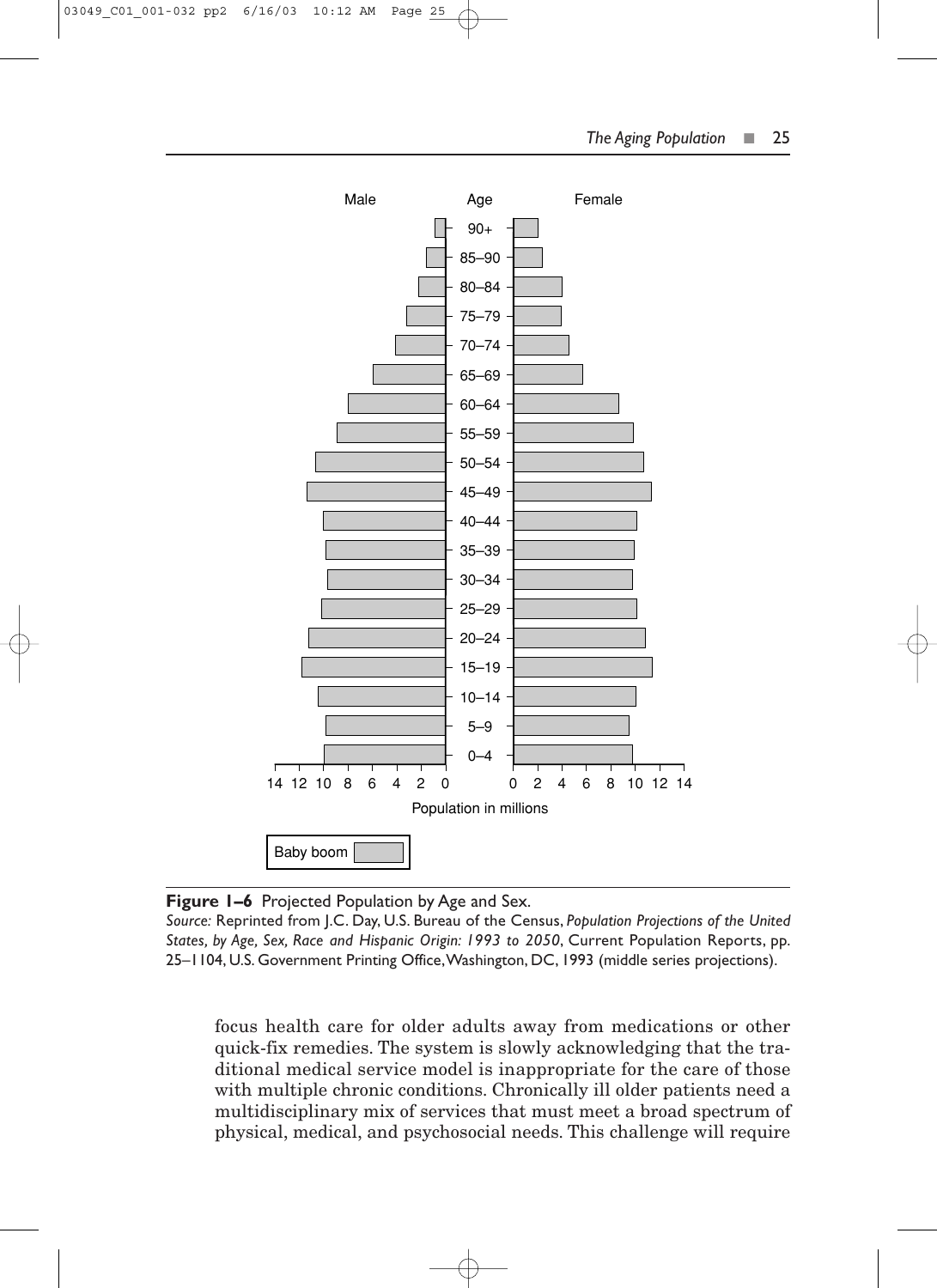**Figure 1–6** Projected Population by Age and Sex.

*Source:* Reprinted from J.C. Day, U.S. Bureau of the Census, *Population Projections of the United States, by Age, Sex, Race and Hispanic Origin: 1993 to 2050*, Current Population Reports, pp. 25–1104, U.S. Government Printing Office, Washington, DC, 1993 (middle series projections).

focus health care for older adults away from medications or other quick-fix remedies. The system is slowly acknowledging that the traditional medical service model is inappropriate for the care of those with multiple chronic conditions. Chronically ill older patients need a multidisciplinary mix of services that must meet a broad spectrum of physical, medical, and psychosocial needs. This challenge will require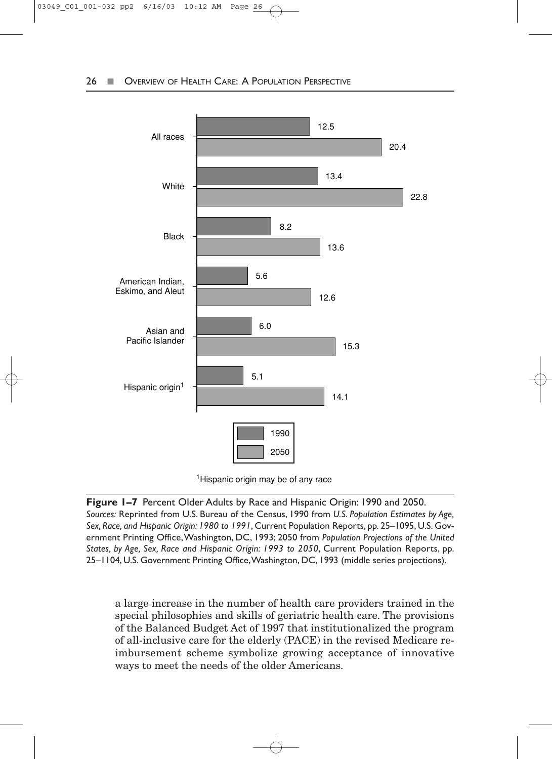| | 1990 | 2050 |
|---|---|---|
| All races | 12.5 | 20.4 |
| White | 13.4 | 22.8 |
| Black | 8.2 | 13.6 |
| American Indian, Eskimo, and Aleut | 5.6 | 12.6 |
| Asian and Pacific Islander | 6.0 | 15.3 |
| Hispanic origin[1] | 5.1 | 14.1 |

[1]Hispanic origin may be of any race

**Figure 1–7** Percent Older Adults by Race and Hispanic Origin: 1990 and 2050.
*Sources:* Reprinted from U.S. Bureau of the Census, 1990 from *U.S. Population Estimates by Age, Sex, Race, and Hispanic Origin: 1980 to 1991*, Current Population Reports, pp. 25–1095, U.S. Government Printing Office, Washington, DC, 1993; 2050 from *Population Projections of the United States, by Age, Sex, Race and Hispanic Origin: 1993 to 2050*, Current Population Reports, pp. 25–1104, U.S. Government Printing Office, Washington, DC, 1993 (middle series projections).

a large increase in the number of health care providers trained in the special philosophies and skills of geriatric health care. The provisions of the Balanced Budget Act of 1997 that institutionalized the program of all-inclusive care for the elderly (PACE) in the revised Medicare reimbursement scheme symbolize growing acceptance of innovative ways to meet the needs of the older Americans.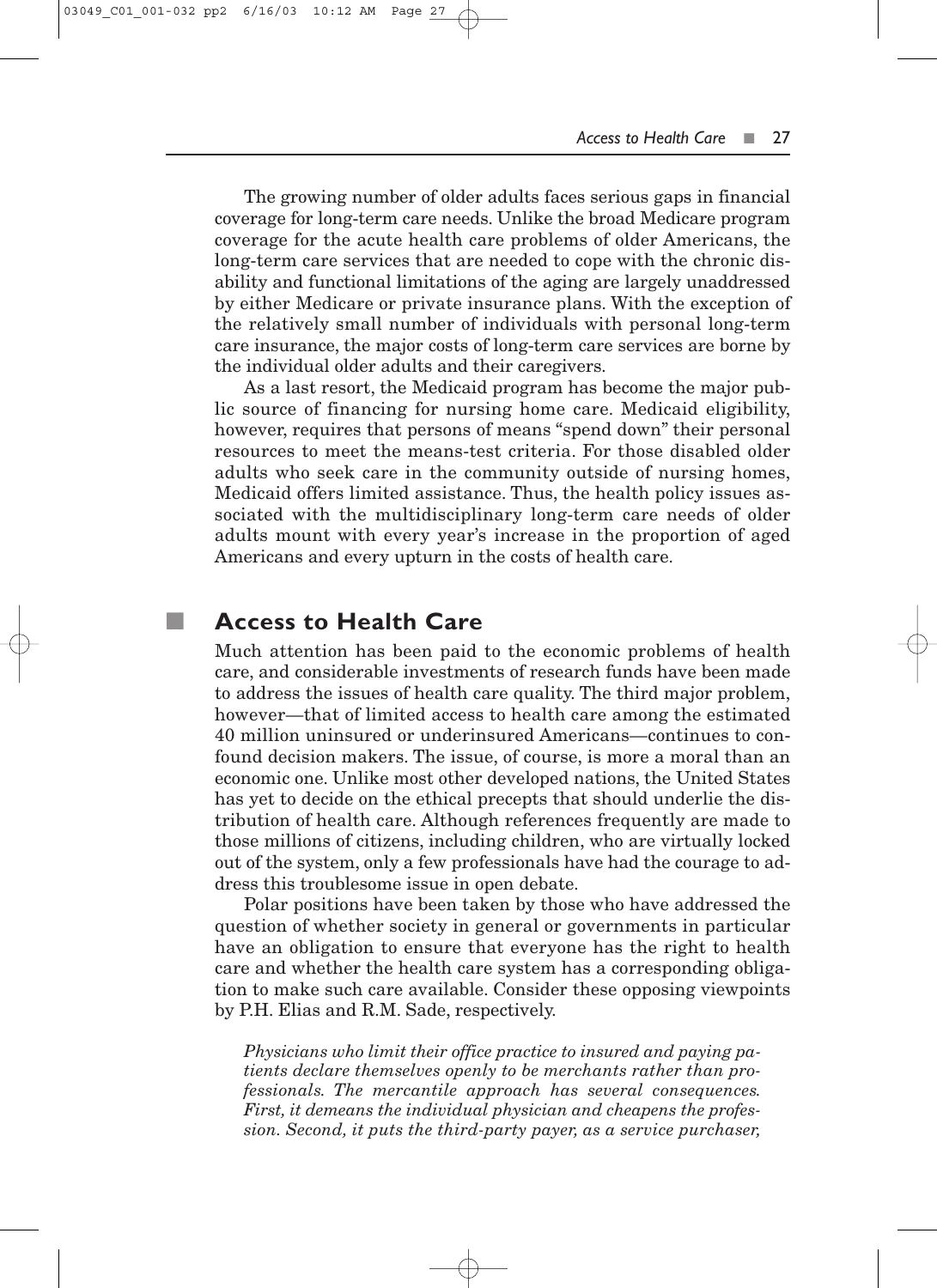The growing number of older adults faces serious gaps in financial coverage for long-term care needs. Unlike the broad Medicare program coverage for the acute health care problems of older Americans, the long-term care services that are needed to cope with the chronic disability and functional limitations of the aging are largely unaddressed by either Medicare or private insurance plans. With the exception of the relatively small number of individuals with personal long-term care insurance, the major costs of long-term care services are borne by the individual older adults and their caregivers.

As a last resort, the Medicaid program has become the major public source of financing for nursing home care. Medicaid eligibility, however, requires that persons of means "spend down" their personal resources to meet the means-test criteria. For those disabled older adults who seek care in the community outside of nursing homes, Medicaid offers limited assistance. Thus, the health policy issues associated with the multidisciplinary long-term care needs of older adults mount with every year's increase in the proportion of aged Americans and every upturn in the costs of health care.

## Access to Health Care

Much attention has been paid to the economic problems of health care, and considerable investments of research funds have been made to address the issues of health care quality. The third major problem, however—that of limited access to health care among the estimated 40 million uninsured or underinsured Americans—continues to confound decision makers. The issue, of course, is more a moral than an economic one. Unlike most other developed nations, the United States has yet to decide on the ethical precepts that should underlie the distribution of health care. Although references frequently are made to those millions of citizens, including children, who are virtually locked out of the system, only a few professionals have had the courage to address this troublesome issue in open debate.

Polar positions have been taken by those who have addressed the question of whether society in general or governments in particular have an obligation to ensure that everyone has the right to health care and whether the health care system has a corresponding obligation to make such care available. Consider these opposing viewpoints by P.H. Elias and R.M. Sade, respectively.

> *Physicians who limit their office practice to insured and paying patients declare themselves openly to be merchants rather than professionals. The mercantile approach has several consequences. First, it demeans the individual physician and cheapens the profession. Second, it puts the third-party payer, as a service purchaser,*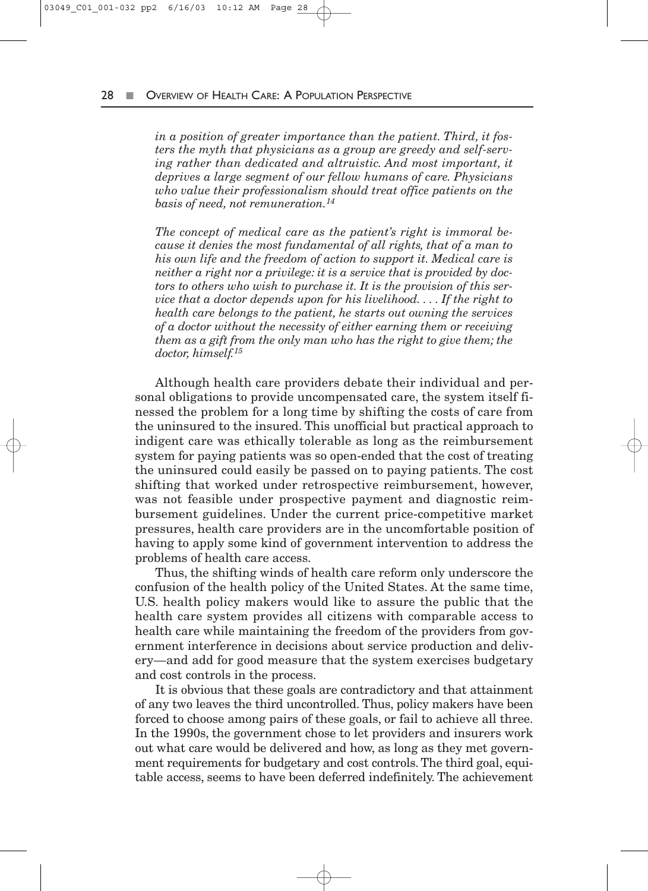*in a position of greater importance than the patient. Third, it fosters the myth that physicians as a group are greedy and self-serving rather than dedicated and altruistic. And most important, it deprives a large segment of our fellow humans of care. Physicians who value their professionalism should treat office patients on the basis of need, not remuneration.*[14]

*The concept of medical care as the patient's right is immoral because it denies the most fundamental of all rights, that of a man to his own life and the freedom of action to support it. Medical care is neither a right nor a privilege: it is a service that is provided by doctors to others who wish to purchase it. It is the provision of this service that a doctor depends upon for his livelihood. . . . If the right to health care belongs to the patient, he starts out owning the services of a doctor without the necessity of either earning them or receiving them as a gift from the only man who has the right to give them; the doctor, himself.*[15]

Although health care providers debate their individual and personal obligations to provide uncompensated care, the system itself finessed the problem for a long time by shifting the costs of care from the uninsured to the insured. This unofficial but practical approach to indigent care was ethically tolerable as long as the reimbursement system for paying patients was so open-ended that the cost of treating the uninsured could easily be passed on to paying patients. The cost shifting that worked under retrospective reimbursement, however, was not feasible under prospective payment and diagnostic reimbursement guidelines. Under the current price-competitive market pressures, health care providers are in the uncomfortable position of having to apply some kind of government intervention to address the problems of health care access.

Thus, the shifting winds of health care reform only underscore the confusion of the health policy of the United States. At the same time, U.S. health policy makers would like to assure the public that the health care system provides all citizens with comparable access to health care while maintaining the freedom of the providers from government interference in decisions about service production and delivery—and add for good measure that the system exercises budgetary and cost controls in the process.

It is obvious that these goals are contradictory and that attainment of any two leaves the third uncontrolled. Thus, policy makers have been forced to choose among pairs of these goals, or fail to achieve all three. In the 1990s, the government chose to let providers and insurers work out what care would be delivered and how, as long as they met government requirements for budgetary and cost controls. The third goal, equitable access, seems to have been deferred indefinitely. The achievement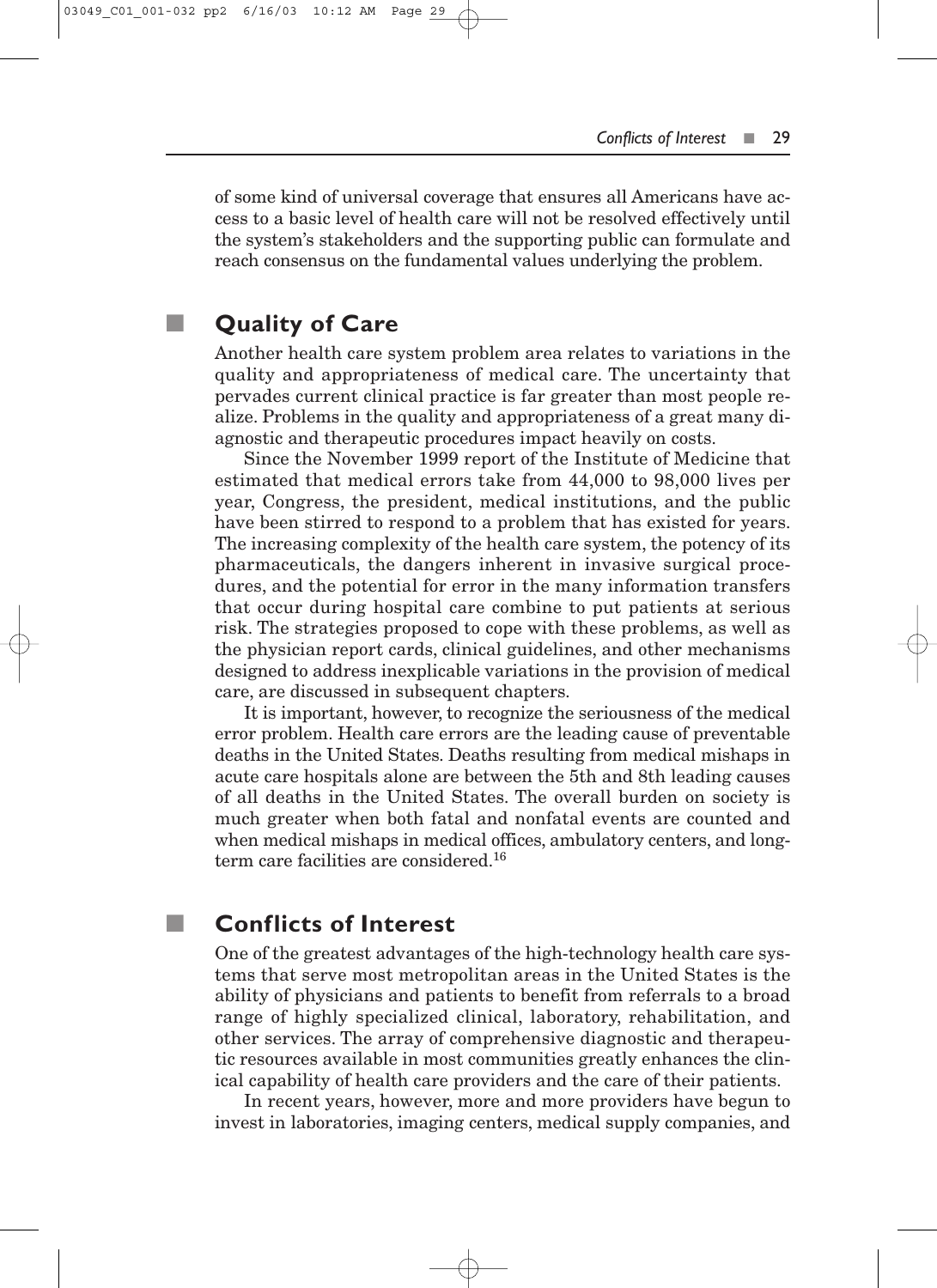of some kind of universal coverage that ensures all Americans have access to a basic level of health care will not be resolved effectively until the system's stakeholders and the supporting public can formulate and reach consensus on the fundamental values underlying the problem.

## Quality of Care

Another health care system problem area relates to variations in the quality and appropriateness of medical care. The uncertainty that pervades current clinical practice is far greater than most people realize. Problems in the quality and appropriateness of a great many diagnostic and therapeutic procedures impact heavily on costs.

Since the November 1999 report of the Institute of Medicine that estimated that medical errors take from 44,000 to 98,000 lives per year, Congress, the president, medical institutions, and the public have been stirred to respond to a problem that has existed for years. The increasing complexity of the health care system, the potency of its pharmaceuticals, the dangers inherent in invasive surgical procedures, and the potential for error in the many information transfers that occur during hospital care combine to put patients at serious risk. The strategies proposed to cope with these problems, as well as the physician report cards, clinical guidelines, and other mechanisms designed to address inexplicable variations in the provision of medical care, are discussed in subsequent chapters.

It is important, however, to recognize the seriousness of the medical error problem. Health care errors are the leading cause of preventable deaths in the United States. Deaths resulting from medical mishaps in acute care hospitals alone are between the 5th and 8th leading causes of all deaths in the United States. The overall burden on society is much greater when both fatal and nonfatal events are counted and when medical mishaps in medical offices, ambulatory centers, and long-term care facilities are considered.[16]

## Conflicts of Interest

One of the greatest advantages of the high-technology health care systems that serve most metropolitan areas in the United States is the ability of physicians and patients to benefit from referrals to a broad range of highly specialized clinical, laboratory, rehabilitation, and other services. The array of comprehensive diagnostic and therapeutic resources available in most communities greatly enhances the clinical capability of health care providers and the care of their patients.

In recent years, however, more and more providers have begun to invest in laboratories, imaging centers, medical supply companies, and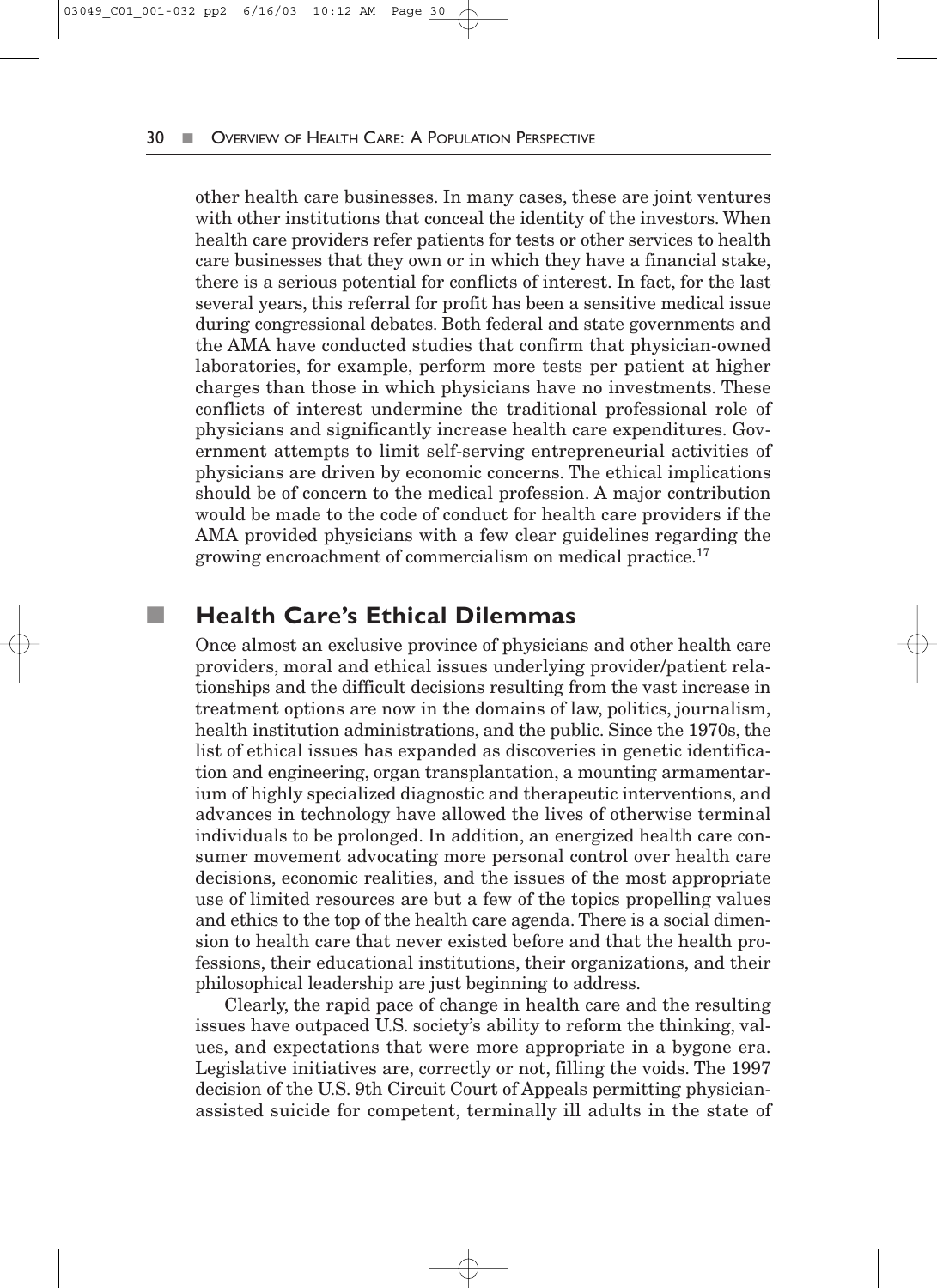other health care businesses. In many cases, these are joint ventures with other institutions that conceal the identity of the investors. When health care providers refer patients for tests or other services to health care businesses that they own or in which they have a financial stake, there is a serious potential for conflicts of interest. In fact, for the last several years, this referral for profit has been a sensitive medical issue during congressional debates. Both federal and state governments and the AMA have conducted studies that confirm that physician-owned laboratories, for example, perform more tests per patient at higher charges than those in which physicians have no investments. These conflicts of interest undermine the traditional professional role of physicians and significantly increase health care expenditures. Government attempts to limit self-serving entrepreneurial activities of physicians are driven by economic concerns. The ethical implications should be of concern to the medical profession. A major contribution would be made to the code of conduct for health care providers if the AMA provided physicians with a few clear guidelines regarding the growing encroachment of commercialism on medical practice.[17]

## Health Care's Ethical Dilemmas

Once almost an exclusive province of physicians and other health care providers, moral and ethical issues underlying provider/patient relationships and the difficult decisions resulting from the vast increase in treatment options are now in the domains of law, politics, journalism, health institution administrations, and the public. Since the 1970s, the list of ethical issues has expanded as discoveries in genetic identification and engineering, organ transplantation, a mounting armamentarium of highly specialized diagnostic and therapeutic interventions, and advances in technology have allowed the lives of otherwise terminal individuals to be prolonged. In addition, an energized health care consumer movement advocating more personal control over health care decisions, economic realities, and the issues of the most appropriate use of limited resources are but a few of the topics propelling values and ethics to the top of the health care agenda. There is a social dimension to health care that never existed before and that the health professions, their educational institutions, their organizations, and their philosophical leadership are just beginning to address.

Clearly, the rapid pace of change in health care and the resulting issues have outpaced U.S. society's ability to reform the thinking, values, and expectations that were more appropriate in a bygone era. Legislative initiatives are, correctly or not, filling the voids. The 1997 decision of the U.S. 9th Circuit Court of Appeals permitting physician-assisted suicide for competent, terminally ill adults in the state of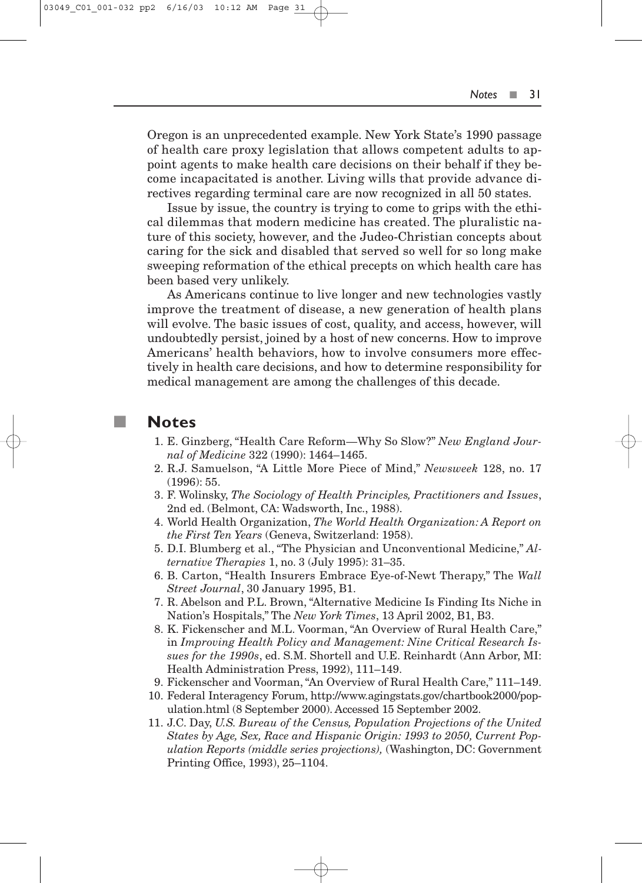Oregon is an unprecedented example. New York State's 1990 passage of health care proxy legislation that allows competent adults to appoint agents to make health care decisions on their behalf if they become incapacitated is another. Living wills that provide advance directives regarding terminal care are now recognized in all 50 states.

Issue by issue, the country is trying to come to grips with the ethical dilemmas that modern medicine has created. The pluralistic nature of this society, however, and the Judeo-Christian concepts about caring for the sick and disabled that served so well for so long make sweeping reformation of the ethical precepts on which health care has been based very unlikely.

As Americans continue to live longer and new technologies vastly improve the treatment of disease, a new generation of health plans will evolve. The basic issues of cost, quality, and access, however, will undoubtedly persist, joined by a host of new concerns. How to improve Americans' health behaviors, how to involve consumers more effectively in health care decisions, and how to determine responsibility for medical management are among the challenges of this decade.

## Notes

1. E. Ginzberg, "Health Care Reform—Why So Slow?" *New England Journal of Medicine* 322 (1990): 1464–1465.
2. R.J. Samuelson, "A Little More Piece of Mind," *Newsweek* 128, no. 17 (1996): 55.
3. F. Wolinsky, *The Sociology of Health Principles, Practitioners and Issues*, 2nd ed. (Belmont, CA: Wadsworth, Inc., 1988).
4. World Health Organization, *The World Health Organization: A Report on the First Ten Years* (Geneva, Switzerland: 1958).
5. D.I. Blumberg et al., "The Physician and Unconventional Medicine," *Alternative Therapies* 1, no. 3 (July 1995): 31–35.
6. B. Carton, "Health Insurers Embrace Eye-of-Newt Therapy," The *Wall Street Journal*, 30 January 1995, B1.
7. R. Abelson and P.L. Brown, "Alternative Medicine Is Finding Its Niche in Nation's Hospitals," The *New York Times*, 13 April 2002, B1, B3.
8. K. Fickenscher and M.L. Voorman, "An Overview of Rural Health Care," in *Improving Health Policy and Management: Nine Critical Research Issues for the 1990s*, ed. S.M. Shortell and U.E. Reinhardt (Ann Arbor, MI: Health Administration Press, 1992), 111–149.
9. Fickenscher and Voorman, "An Overview of Rural Health Care," 111–149.
10. Federal Interagency Forum, http://www.agingstats.gov/chartbook2000/population.html (8 September 2000). Accessed 15 September 2002.
11. J.C. Day, *U.S. Bureau of the Census, Population Projections of the United States by Age, Sex, Race and Hispanic Origin: 1993 to 2050, Current Population Reports (middle series projections),* (Washington, DC: Government Printing Office, 1993), 25–1104.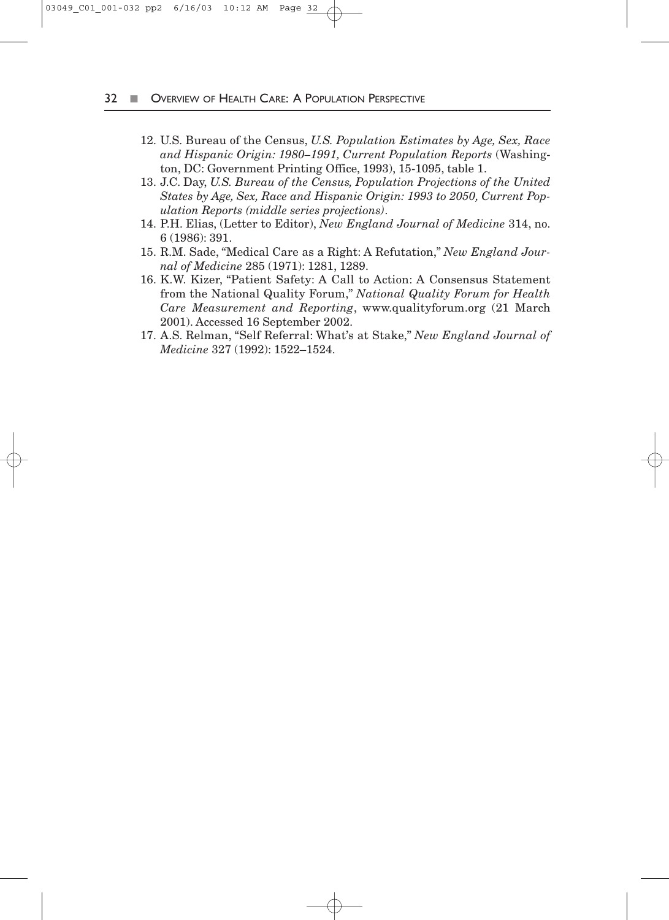12. U.S. Bureau of the Census, *U.S. Population Estimates by Age, Sex, Race and Hispanic Origin: 1980–1991, Current Population Reports* (Washington, DC: Government Printing Office, 1993), 15-1095, table 1.
13. J.C. Day, *U.S. Bureau of the Census, Population Projections of the United States by Age, Sex, Race and Hispanic Origin: 1993 to 2050, Current Population Reports (middle series projections)*.
14. P.H. Elias, (Letter to Editor), *New England Journal of Medicine* 314, no. 6 (1986): 391.
15. R.M. Sade, "Medical Care as a Right: A Refutation," *New England Journal of Medicine* 285 (1971): 1281, 1289.
16. K.W. Kizer, "Patient Safety: A Call to Action: A Consensus Statement from the National Quality Forum," *National Quality Forum for Health Care Measurement and Reporting*, www.qualityforum.org (21 March 2001). Accessed 16 September 2002.
17. A.S. Relman, "Self Referral: What's at Stake," *New England Journal of Medicine* 327 (1992): 1522–1524.